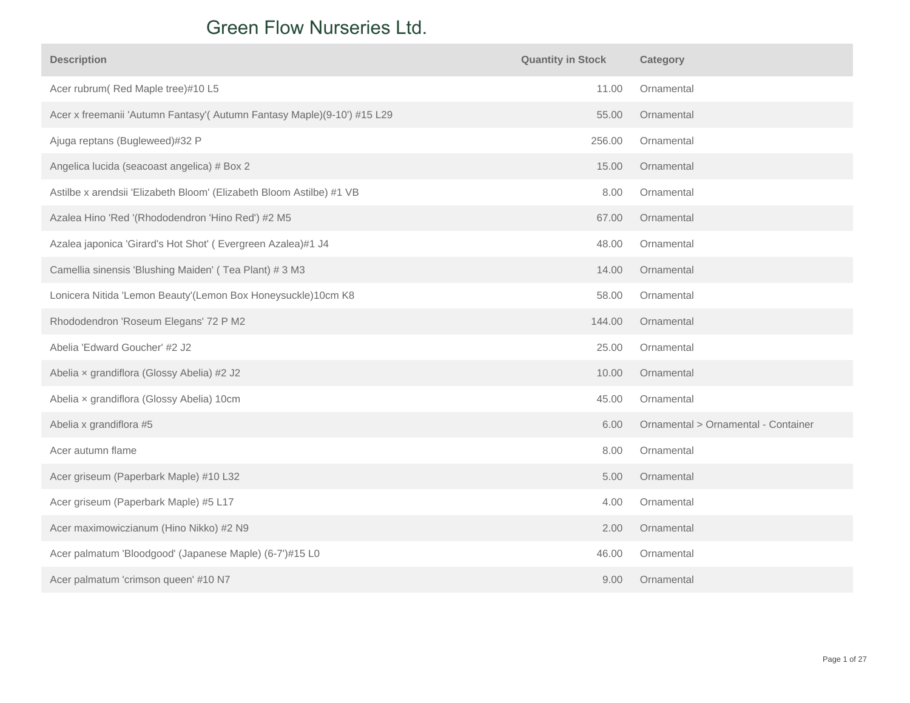# Green Flow Nurseries Ltd.

| Description | Quantity in Stock | Category |
|---|---|---|
| Acer rubrum( Red Maple tree)#10 L5 | 11.00 | Ornamental |
| Acer x freemanii 'Autumn Fantasy'( Autumn Fantasy Maple)(9-10') #15 L29 | 55.00 | Ornamental |
| Ajuga reptans (Bugleweed)#32 P | 256.00 | Ornamental |
| Angelica lucida (seacoast angelica) # Box 2 | 15.00 | Ornamental |
| Astilbe x arendsii 'Elizabeth Bloom' (Elizabeth Bloom Astilbe) #1 VB | 8.00 | Ornamental |
| Azalea Hino 'Red '(Rhododendron 'Hino Red') #2 M5 | 67.00 | Ornamental |
| Azalea japonica 'Girard's Hot Shot' ( Evergreen Azalea)#1 J4 | 48.00 | Ornamental |
| Camellia sinensis 'Blushing Maiden' ( Tea Plant) # 3 M3 | 14.00 | Ornamental |
| Lonicera Nitida 'Lemon Beauty'(Lemon Box Honeysuckle)10cm K8 | 58.00 | Ornamental |
| Rhododendron 'Roseum Elegans' 72 P M2 | 144.00 | Ornamental |
| Abelia 'Edward Goucher' #2 J2 | 25.00 | Ornamental |
| Abelia × grandiflora (Glossy Abelia) #2 J2 | 10.00 | Ornamental |
| Abelia × grandiflora (Glossy Abelia) 10cm | 45.00 | Ornamental |
| Abelia x grandiflora #5 | 6.00 | Ornamental > Ornamental - Container |
| Acer autumn flame | 8.00 | Ornamental |
| Acer griseum (Paperbark Maple) #10 L32 | 5.00 | Ornamental |
| Acer griseum (Paperbark Maple) #5 L17 | 4.00 | Ornamental |
| Acer maximowiczianum (Hino Nikko) #2 N9 | 2.00 | Ornamental |
| Acer palmatum 'Bloodgood' (Japanese Maple) (6-7')#15 L0 | 46.00 | Ornamental |
| Acer palmatum 'crimson queen' #10 N7 | 9.00 | Ornamental |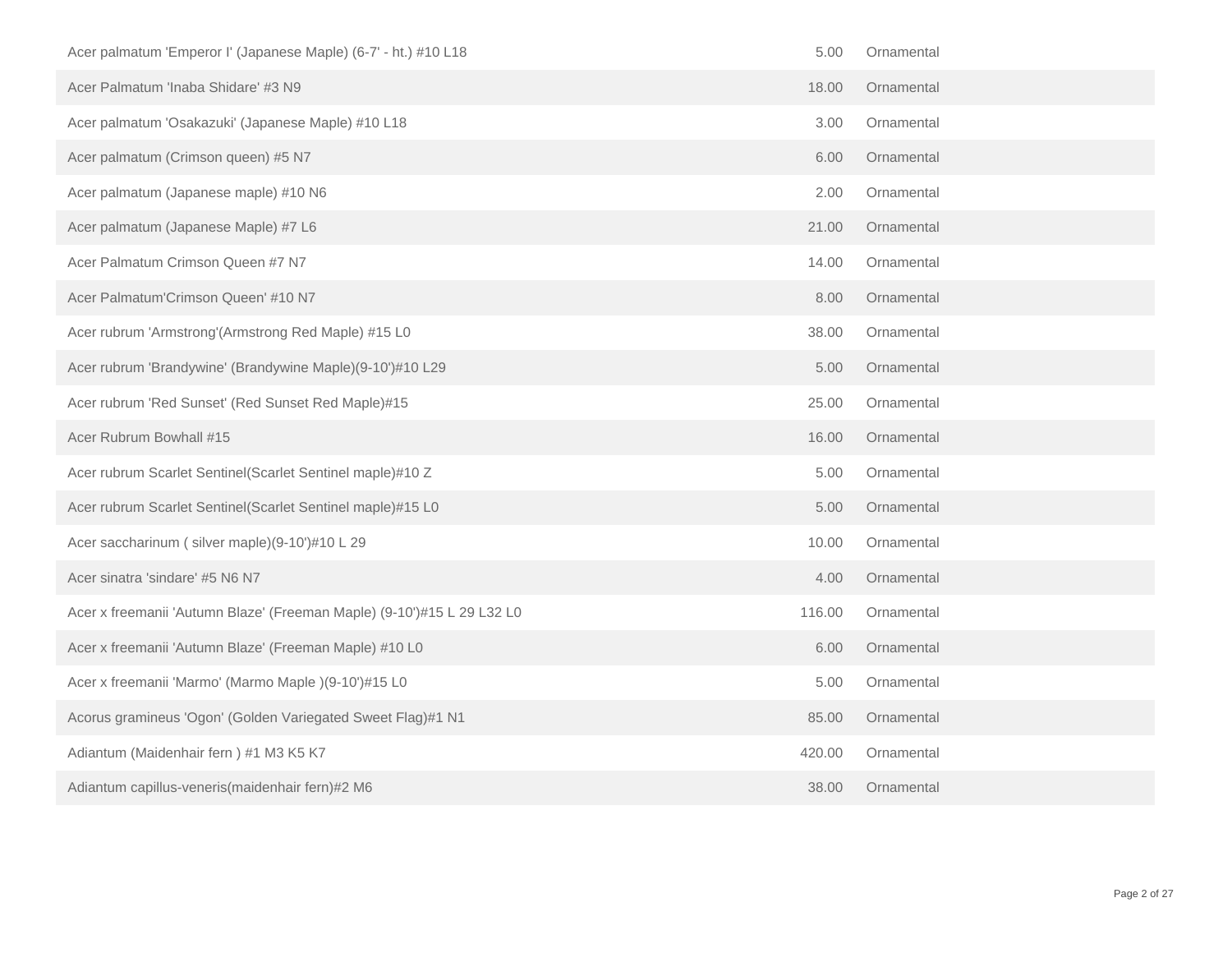| | | |
|---|---|---|
| Acer palmatum 'Emperor I' (Japanese Maple) (6-7' - ht.) #10 L18 | 5.00 | Ornamental |
| Acer Palmatum 'Inaba Shidare' #3 N9 | 18.00 | Ornamental |
| Acer palmatum 'Osakazuki' (Japanese Maple) #10 L18 | 3.00 | Ornamental |
| Acer palmatum (Crimson queen) #5 N7 | 6.00 | Ornamental |
| Acer palmatum (Japanese maple) #10 N6 | 2.00 | Ornamental |
| Acer palmatum (Japanese Maple) #7 L6 | 21.00 | Ornamental |
| Acer Palmatum Crimson Queen #7 N7 | 14.00 | Ornamental |
| Acer Palmatum'Crimson Queen' #10 N7 | 8.00 | Ornamental |
| Acer rubrum 'Armstrong'(Armstrong Red Maple) #15 L0 | 38.00 | Ornamental |
| Acer rubrum 'Brandywine' (Brandywine Maple)(9-10')#10 L29 | 5.00 | Ornamental |
| Acer rubrum 'Red Sunset' (Red Sunset Red Maple)#15 | 25.00 | Ornamental |
| Acer Rubrum Bowhall #15 | 16.00 | Ornamental |
| Acer rubrum Scarlet Sentinel(Scarlet Sentinel maple)#10 Z | 5.00 | Ornamental |
| Acer rubrum Scarlet Sentinel(Scarlet Sentinel maple)#15 L0 | 5.00 | Ornamental |
| Acer saccharinum ( silver maple)(9-10')#10 L 29 | 10.00 | Ornamental |
| Acer sinatra 'sindare' #5 N6 N7 | 4.00 | Ornamental |
| Acer x freemanii 'Autumn Blaze' (Freeman Maple) (9-10')#15 L 29 L32 L0 | 116.00 | Ornamental |
| Acer x freemanii 'Autumn Blaze' (Freeman Maple) #10 L0 | 6.00 | Ornamental |
| Acer x freemanii 'Marmo' (Marmo Maple )(9-10')#15 L0 | 5.00 | Ornamental |
| Acorus gramineus 'Ogon' (Golden Variegated Sweet Flag)#1 N1 | 85.00 | Ornamental |
| Adiantum (Maidenhair fern ) #1 M3 K5 K7 | 420.00 | Ornamental |
| Adiantum capillus-veneris(maidenhair fern)#2 M6 | 38.00 | Ornamental |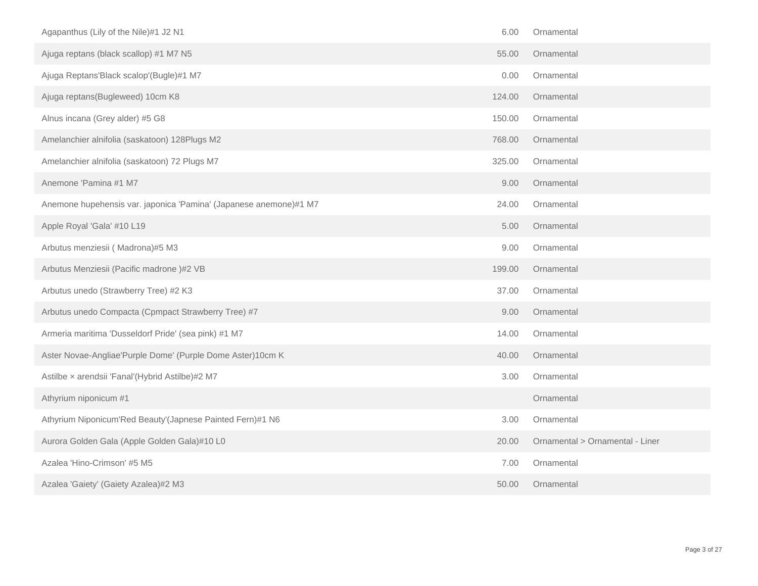| | | |
|---|---|---|
| Agapanthus (Lily of the Nile)#1 J2 N1 | 6.00 | Ornamental |
| Ajuga reptans (black scallop) #1 M7 N5 | 55.00 | Ornamental |
| Ajuga Reptans'Black scalop'(Bugle)#1 M7 | 0.00 | Ornamental |
| Ajuga reptans(Bugleweed) 10cm K8 | 124.00 | Ornamental |
| Alnus incana (Grey alder) #5 G8 | 150.00 | Ornamental |
| Amelanchier alnifolia (saskatoon) 128Plugs M2 | 768.00 | Ornamental |
| Amelanchier alnifolia (saskatoon) 72 Plugs M7 | 325.00 | Ornamental |
| Anemone 'Pamina #1 M7 | 9.00 | Ornamental |
| Anemone hupehensis var. japonica 'Pamina' (Japanese anemone)#1 M7 | 24.00 | Ornamental |
| Apple Royal 'Gala' #10 L19 | 5.00 | Ornamental |
| Arbutus menziesii ( Madrona)#5 M3 | 9.00 | Ornamental |
| Arbutus Menziesii (Pacific madrone )#2 VB | 199.00 | Ornamental |
| Arbutus unedo (Strawberry Tree) #2 K3 | 37.00 | Ornamental |
| Arbutus unedo Compacta (Cpmpact Strawberry Tree) #7 | 9.00 | Ornamental |
| Armeria maritima 'Dusseldorf Pride' (sea pink) #1 M7 | 14.00 | Ornamental |
| Aster Novae-Angliae'Purple Dome' (Purple Dome Aster)10cm K | 40.00 | Ornamental |
| Astilbe × arendsii 'Fanal'(Hybrid Astilbe)#2 M7 | 3.00 | Ornamental |
| Athyrium niponicum #1 | | Ornamental |
| Athyrium Niponicum'Red Beauty'(Japnese Painted Fern)#1 N6 | 3.00 | Ornamental |
| Aurora Golden Gala (Apple Golden Gala)#10 L0 | 20.00 | Ornamental > Ornamental - Liner |
| Azalea 'Hino-Crimson' #5 M5 | 7.00 | Ornamental |
| Azalea 'Gaiety' (Gaiety Azalea)#2 M3 | 50.00 | Ornamental |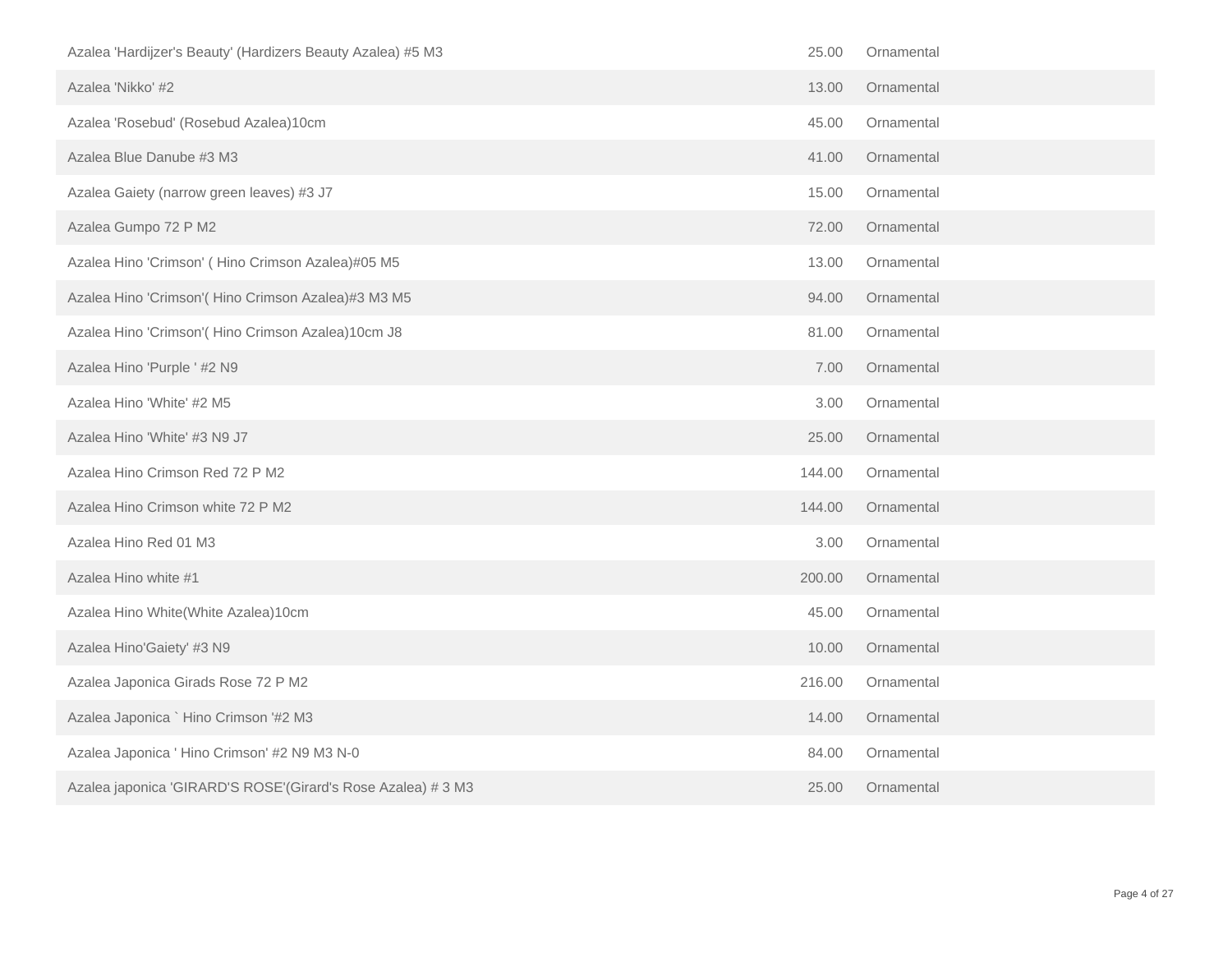| | | |
|---|---|---|
| Azalea 'Hardijzer's Beauty' (Hardizers Beauty Azalea) #5 M3 | 25.00 | Ornamental |
| Azalea 'Nikko' #2 | 13.00 | Ornamental |
| Azalea 'Rosebud' (Rosebud Azalea)10cm | 45.00 | Ornamental |
| Azalea Blue Danube #3 M3 | 41.00 | Ornamental |
| Azalea Gaiety (narrow green leaves) #3 J7 | 15.00 | Ornamental |
| Azalea Gumpo 72 P M2 | 72.00 | Ornamental |
| Azalea Hino 'Crimson' ( Hino Crimson Azalea)#05 M5 | 13.00 | Ornamental |
| Azalea Hino 'Crimson'( Hino Crimson Azalea)#3 M3 M5 | 94.00 | Ornamental |
| Azalea Hino 'Crimson'( Hino Crimson Azalea)10cm J8 | 81.00 | Ornamental |
| Azalea Hino 'Purple ' #2 N9 | 7.00 | Ornamental |
| Azalea Hino 'White' #2 M5 | 3.00 | Ornamental |
| Azalea Hino 'White' #3 N9 J7 | 25.00 | Ornamental |
| Azalea Hino Crimson Red 72 P M2 | 144.00 | Ornamental |
| Azalea Hino Crimson white 72 P M2 | 144.00 | Ornamental |
| Azalea Hino Red 01 M3 | 3.00 | Ornamental |
| Azalea Hino white #1 | 200.00 | Ornamental |
| Azalea Hino White(White Azalea)10cm | 45.00 | Ornamental |
| Azalea Hino'Gaiety' #3 N9 | 10.00 | Ornamental |
| Azalea Japonica Girads Rose 72 P M2 | 216.00 | Ornamental |
| Azalea Japonica ` Hino Crimson '#2 M3 | 14.00 | Ornamental |
| Azalea Japonica ' Hino Crimson' #2 N9 M3 N-0 | 84.00 | Ornamental |
| Azalea japonica 'GIRARD'S ROSE'(Girard's Rose Azalea) # 3 M3 | 25.00 | Ornamental |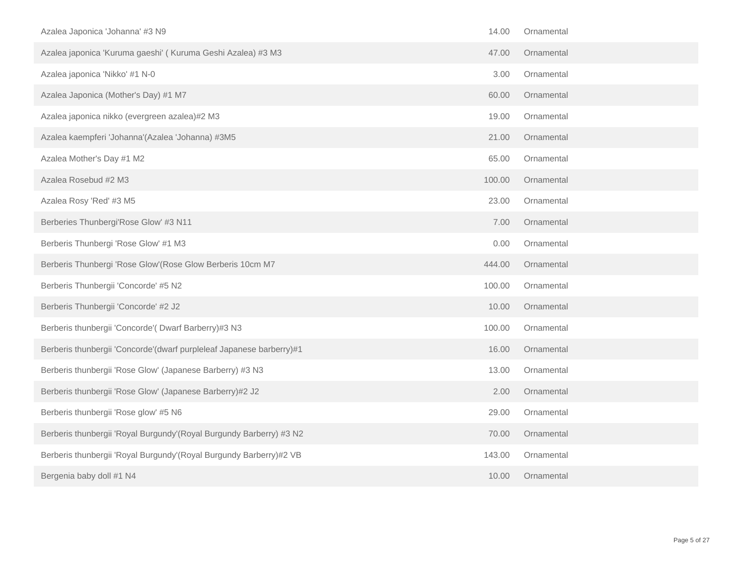| | | |
|---|---|---|
| Azalea Japonica 'Johanna' #3 N9 | 14.00 | Ornamental |
| Azalea japonica 'Kuruma gaeshi' ( Kuruma Geshi Azalea) #3 M3 | 47.00 | Ornamental |
| Azalea japonica 'Nikko' #1 N-0 | 3.00 | Ornamental |
| Azalea Japonica (Mother's Day) #1 M7 | 60.00 | Ornamental |
| Azalea japonica nikko (evergreen azalea)#2 M3 | 19.00 | Ornamental |
| Azalea kaempferi 'Johanna'(Azalea 'Johanna) #3M5 | 21.00 | Ornamental |
| Azalea Mother's Day #1 M2 | 65.00 | Ornamental |
| Azalea Rosebud #2 M3 | 100.00 | Ornamental |
| Azalea Rosy 'Red' #3 M5 | 23.00 | Ornamental |
| Berberies Thunbergi'Rose Glow' #3 N11 | 7.00 | Ornamental |
| Berberis Thunbergi 'Rose Glow' #1 M3 | 0.00 | Ornamental |
| Berberis Thunbergi 'Rose Glow'(Rose Glow Berberis 10cm M7 | 444.00 | Ornamental |
| Berberis Thunbergii 'Concorde' #5 N2 | 100.00 | Ornamental |
| Berberis Thunbergii 'Concorde' #2 J2 | 10.00 | Ornamental |
| Berberis thunbergii 'Concorde'( Dwarf Barberry)#3 N3 | 100.00 | Ornamental |
| Berberis thunbergii 'Concorde'(dwarf purpleleaf Japanese barberry)#1 | 16.00 | Ornamental |
| Berberis thunbergii 'Rose Glow' (Japanese Barberry) #3 N3 | 13.00 | Ornamental |
| Berberis thunbergii 'Rose Glow' (Japanese Barberry)#2 J2 | 2.00 | Ornamental |
| Berberis thunbergii 'Rose glow' #5 N6 | 29.00 | Ornamental |
| Berberis thunbergii 'Royal Burgundy'(Royal Burgundy Barberry) #3 N2 | 70.00 | Ornamental |
| Berberis thunbergii 'Royal Burgundy'(Royal Burgundy Barberry)#2 VB | 143.00 | Ornamental |
| Bergenia baby doll #1 N4 | 10.00 | Ornamental |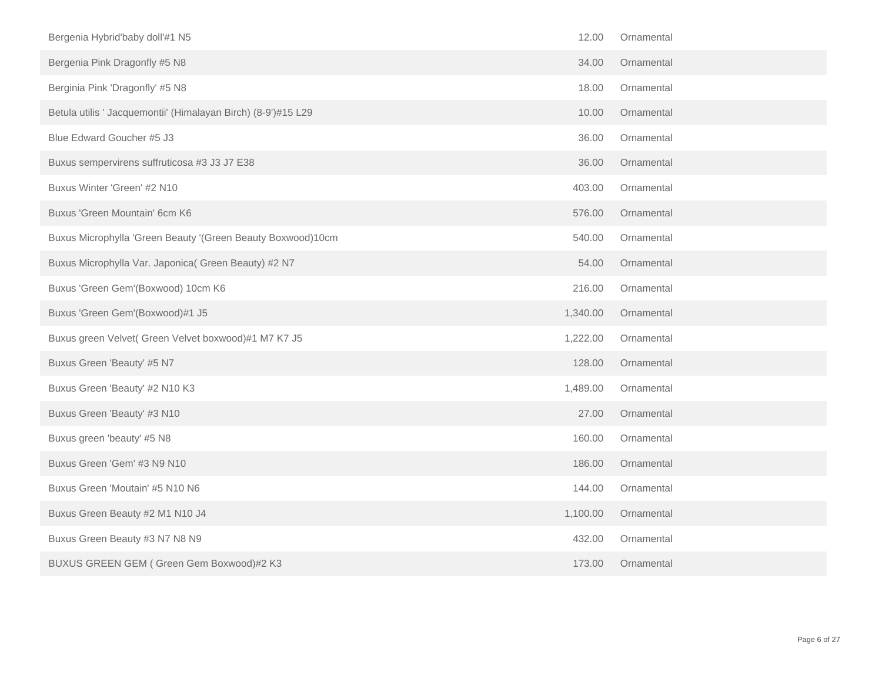| | | |
|---|---|---|
| Bergenia Hybrid'baby doll'#1 N5 | 12.00 | Ornamental |
| Bergenia Pink Dragonfly #5 N8 | 34.00 | Ornamental |
| Berginia Pink 'Dragonfly' #5 N8 | 18.00 | Ornamental |
| Betula utilis ' Jacquemontii' (Himalayan Birch) (8-9')#15 L29 | 10.00 | Ornamental |
| Blue Edward Goucher #5 J3 | 36.00 | Ornamental |
| Buxus sempervirens suffruticosa #3 J3 J7 E38 | 36.00 | Ornamental |
| Buxus Winter 'Green' #2 N10 | 403.00 | Ornamental |
| Buxus 'Green Mountain' 6cm K6 | 576.00 | Ornamental |
| Buxus Microphylla 'Green Beauty '(Green Beauty Boxwood)10cm | 540.00 | Ornamental |
| Buxus Microphylla Var. Japonica( Green Beauty) #2 N7 | 54.00 | Ornamental |
| Buxus 'Green Gem'(Boxwood) 10cm K6 | 216.00 | Ornamental |
| Buxus 'Green Gem'(Boxwood)#1 J5 | 1,340.00 | Ornamental |
| Buxus green Velvet( Green Velvet boxwood)#1 M7 K7 J5 | 1,222.00 | Ornamental |
| Buxus Green 'Beauty' #5 N7 | 128.00 | Ornamental |
| Buxus Green 'Beauty' #2 N10 K3 | 1,489.00 | Ornamental |
| Buxus Green 'Beauty' #3 N10 | 27.00 | Ornamental |
| Buxus green 'beauty' #5 N8 | 160.00 | Ornamental |
| Buxus Green 'Gem' #3 N9 N10 | 186.00 | Ornamental |
| Buxus Green 'Moutain' #5 N10 N6 | 144.00 | Ornamental |
| Buxus Green Beauty #2 M1 N10 J4 | 1,100.00 | Ornamental |
| Buxus Green Beauty #3 N7 N8 N9 | 432.00 | Ornamental |
| BUXUS GREEN GEM ( Green Gem Boxwood)#2 K3 | 173.00 | Ornamental |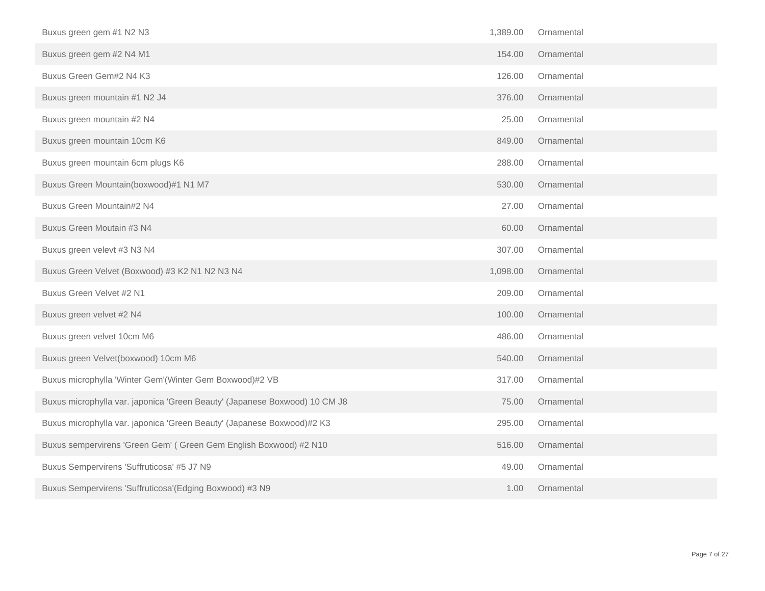| | | |
|---|---|---|
| Buxus green gem #1 N2 N3 | 1,389.00 | Ornamental |
| Buxus green gem #2 N4 M1 | 154.00 | Ornamental |
| Buxus Green Gem#2 N4 K3 | 126.00 | Ornamental |
| Buxus green mountain #1 N2 J4 | 376.00 | Ornamental |
| Buxus green mountain #2 N4 | 25.00 | Ornamental |
| Buxus green mountain 10cm K6 | 849.00 | Ornamental |
| Buxus green mountain 6cm plugs K6 | 288.00 | Ornamental |
| Buxus Green Mountain(boxwood)#1 N1 M7 | 530.00 | Ornamental |
| Buxus Green Mountain#2 N4 | 27.00 | Ornamental |
| Buxus Green Moutain #3 N4 | 60.00 | Ornamental |
| Buxus green velevt #3 N3 N4 | 307.00 | Ornamental |
| Buxus Green Velvet (Boxwood) #3 K2 N1 N2 N3 N4 | 1,098.00 | Ornamental |
| Buxus Green Velvet #2 N1 | 209.00 | Ornamental |
| Buxus green velvet #2 N4 | 100.00 | Ornamental |
| Buxus green velvet 10cm M6 | 486.00 | Ornamental |
| Buxus green Velvet(boxwood) 10cm M6 | 540.00 | Ornamental |
| Buxus microphylla 'Winter Gem'(Winter Gem Boxwood)#2 VB | 317.00 | Ornamental |
| Buxus microphylla var. japonica 'Green Beauty' (Japanese Boxwood) 10 CM J8 | 75.00 | Ornamental |
| Buxus microphylla var. japonica 'Green Beauty' (Japanese Boxwood)#2 K3 | 295.00 | Ornamental |
| Buxus sempervirens 'Green Gem' ( Green Gem English Boxwood) #2 N10 | 516.00 | Ornamental |
| Buxus Sempervirens 'Suffruticosa' #5 J7 N9 | 49.00 | Ornamental |
| Buxus Sempervirens 'Suffruticosa'(Edging Boxwood) #3 N9 | 1.00 | Ornamental |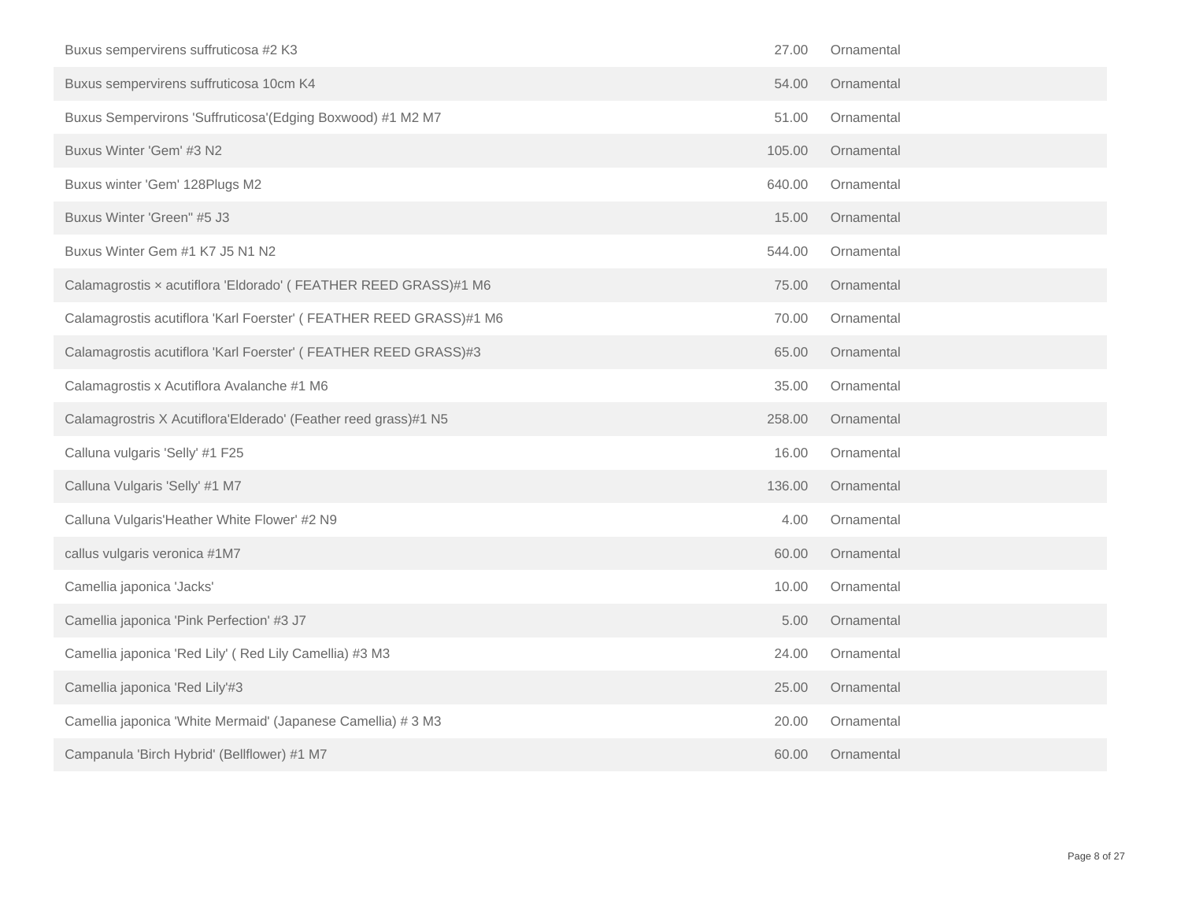| | | |
|---|---|---|
| Buxus sempervirens suffruticosa #2 K3 | 27.00 | Ornamental |
| Buxus sempervirens suffruticosa 10cm K4 | 54.00 | Ornamental |
| Buxus Sempervirons 'Suffruticosa'(Edging Boxwood) #1 M2 M7 | 51.00 | Ornamental |
| Buxus Winter 'Gem' #3 N2 | 105.00 | Ornamental |
| Buxus winter 'Gem' 128Plugs M2 | 640.00 | Ornamental |
| Buxus Winter 'Green'' #5 J3 | 15.00 | Ornamental |
| Buxus Winter Gem #1 K7 J5 N1 N2 | 544.00 | Ornamental |
| Calamagrostis × acutiflora 'Eldorado' ( FEATHER REED GRASS)#1 M6 | 75.00 | Ornamental |
| Calamagrostis acutiflora 'Karl Foerster' ( FEATHER REED GRASS)#1 M6 | 70.00 | Ornamental |
| Calamagrostis acutiflora 'Karl Foerster' ( FEATHER REED GRASS)#3 | 65.00 | Ornamental |
| Calamagrostis x Acutiflora Avalanche #1 M6 | 35.00 | Ornamental |
| Calamagrostris X Acutiflora'Elderado' (Feather reed grass)#1 N5 | 258.00 | Ornamental |
| Calluna vulgaris 'Selly' #1 F25 | 16.00 | Ornamental |
| Calluna Vulgaris 'Selly' #1 M7 | 136.00 | Ornamental |
| Calluna Vulgaris'Heather White Flower' #2 N9 | 4.00 | Ornamental |
| callus vulgaris veronica #1M7 | 60.00 | Ornamental |
| Camellia japonica 'Jacks' | 10.00 | Ornamental |
| Camellia japonica 'Pink Perfection' #3 J7 | 5.00 | Ornamental |
| Camellia japonica 'Red Lily' ( Red Lily Camellia) #3 M3 | 24.00 | Ornamental |
| Camellia japonica 'Red Lily'#3 | 25.00 | Ornamental |
| Camellia japonica 'White Mermaid' (Japanese Camellia) # 3 M3 | 20.00 | Ornamental |
| Campanula 'Birch Hybrid' (Bellflower) #1 M7 | 60.00 | Ornamental |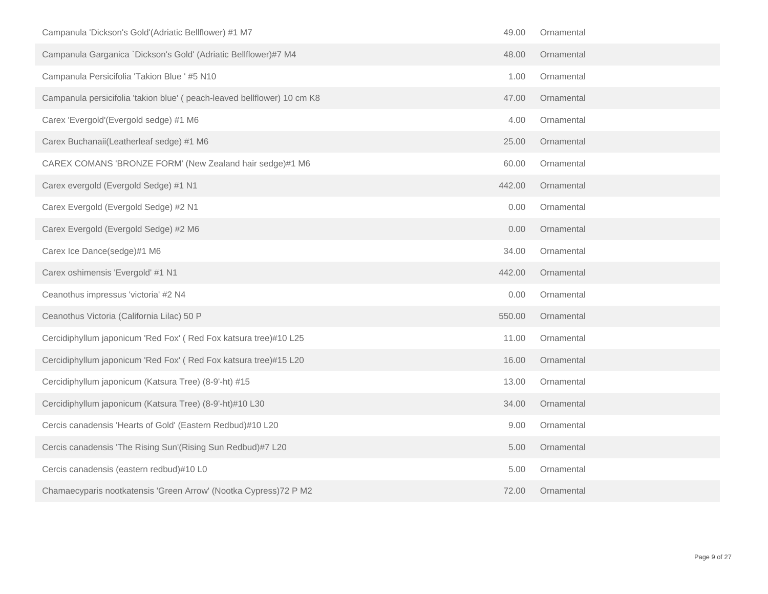| | | |
|---|---|---|
| Campanula 'Dickson's Gold'(Adriatic Bellflower) #1 M7 | 49.00 | Ornamental |
| Campanula Garganica `Dickson's Gold' (Adriatic Bellflower)#7 M4 | 48.00 | Ornamental |
| Campanula Persicifolia 'Takion Blue ' #5 N10 | 1.00 | Ornamental |
| Campanula persicifolia 'takion blue' ( peach-leaved bellflower) 10 cm K8 | 47.00 | Ornamental |
| Carex 'Evergold'(Evergold sedge) #1 M6 | 4.00 | Ornamental |
| Carex Buchanaii(Leatherleaf sedge) #1 M6 | 25.00 | Ornamental |
| CAREX COMANS 'BRONZE FORM' (New Zealand hair sedge)#1 M6 | 60.00 | Ornamental |
| Carex evergold (Evergold Sedge) #1 N1 | 442.00 | Ornamental |
| Carex Evergold (Evergold Sedge) #2 N1 | 0.00 | Ornamental |
| Carex Evergold (Evergold Sedge) #2 M6 | 0.00 | Ornamental |
| Carex Ice Dance(sedge)#1 M6 | 34.00 | Ornamental |
| Carex oshimensis 'Evergold' #1 N1 | 442.00 | Ornamental |
| Ceanothus impressus 'victoria' #2 N4 | 0.00 | Ornamental |
| Ceanothus Victoria (California Lilac) 50 P | 550.00 | Ornamental |
| Cercidiphyllum japonicum 'Red Fox' ( Red Fox katsura tree)#10 L25 | 11.00 | Ornamental |
| Cercidiphyllum japonicum 'Red Fox' ( Red Fox katsura tree)#15 L20 | 16.00 | Ornamental |
| Cercidiphyllum japonicum (Katsura Tree) (8-9'-ht) #15 | 13.00 | Ornamental |
| Cercidiphyllum japonicum (Katsura Tree) (8-9'-ht)#10 L30 | 34.00 | Ornamental |
| Cercis canadensis 'Hearts of Gold' (Eastern Redbud)#10 L20 | 9.00 | Ornamental |
| Cercis canadensis 'The Rising Sun'(Rising Sun Redbud)#7 L20 | 5.00 | Ornamental |
| Cercis canadensis (eastern redbud)#10 L0 | 5.00 | Ornamental |
| Chamaecyparis nootkatensis 'Green Arrow' (Nootka Cypress)72 P M2 | 72.00 | Ornamental |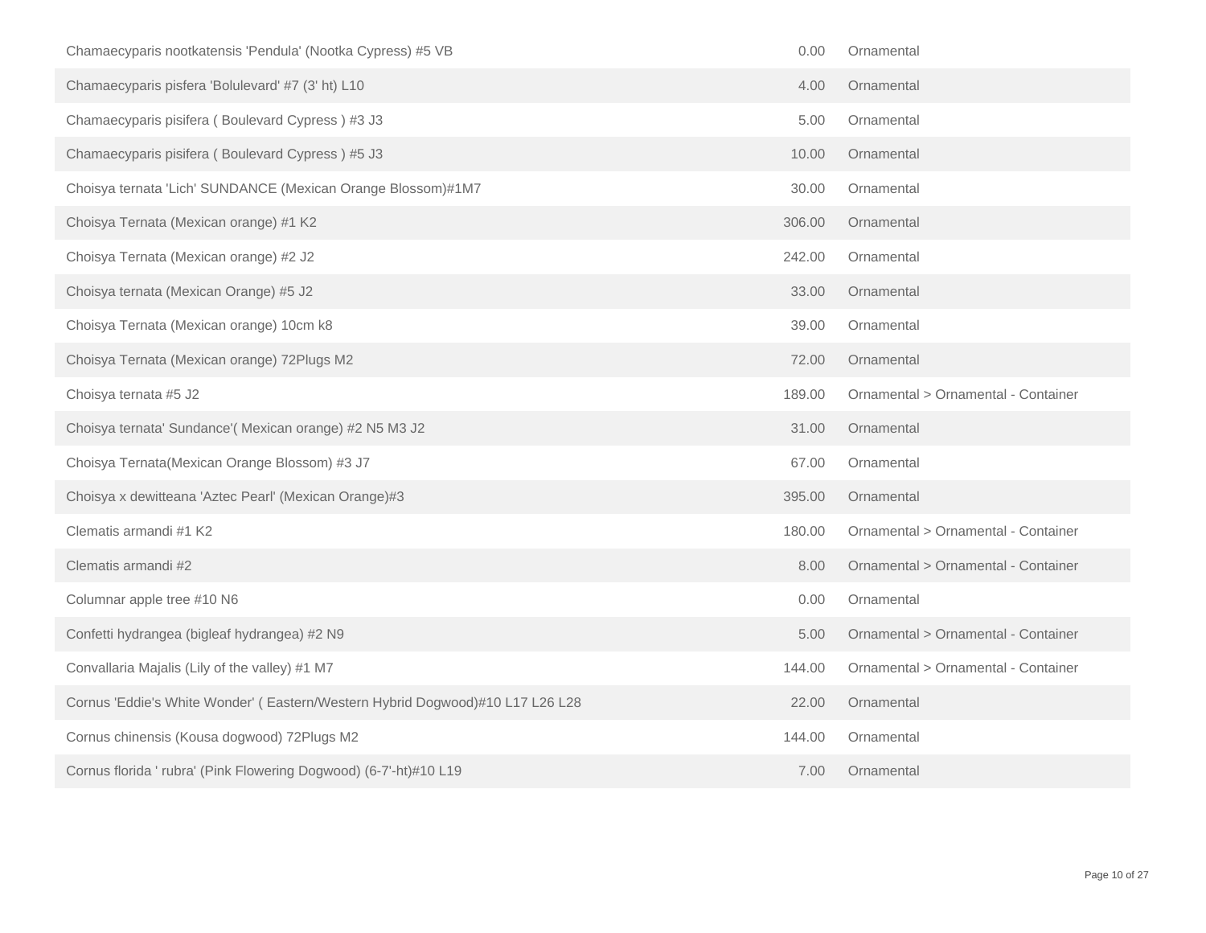| | | |
|---|---|---|
| Chamaecyparis nootkatensis 'Pendula' (Nootka Cypress) #5 VB | 0.00 | Ornamental |
| Chamaecyparis pisfera 'Bolulevard' #7 (3' ht) L10 | 4.00 | Ornamental |
| Chamaecyparis pisifera ( Boulevard Cypress ) #3 J3 | 5.00 | Ornamental |
| Chamaecyparis pisifera ( Boulevard Cypress ) #5 J3 | 10.00 | Ornamental |
| Choisya ternata 'Lich' SUNDANCE (Mexican Orange Blossom)#1M7 | 30.00 | Ornamental |
| Choisya Ternata (Mexican orange) #1 K2 | 306.00 | Ornamental |
| Choisya Ternata (Mexican orange) #2 J2 | 242.00 | Ornamental |
| Choisya ternata (Mexican Orange) #5 J2 | 33.00 | Ornamental |
| Choisya Ternata (Mexican orange) 10cm k8 | 39.00 | Ornamental |
| Choisya Ternata (Mexican orange) 72Plugs M2 | 72.00 | Ornamental |
| Choisya ternata #5 J2 | 189.00 | Ornamental > Ornamental - Container |
| Choisya ternata' Sundance'( Mexican orange) #2 N5 M3 J2 | 31.00 | Ornamental |
| Choisya Ternata(Mexican Orange Blossom) #3 J7 | 67.00 | Ornamental |
| Choisya x dewitteana 'Aztec Pearl' (Mexican Orange)#3 | 395.00 | Ornamental |
| Clematis armandi #1 K2 | 180.00 | Ornamental > Ornamental - Container |
| Clematis armandi #2 | 8.00 | Ornamental > Ornamental - Container |
| Columnar apple tree #10 N6 | 0.00 | Ornamental |
| Confetti hydrangea (bigleaf hydrangea) #2 N9 | 5.00 | Ornamental > Ornamental - Container |
| Convallaria Majalis (Lily of the valley) #1 M7 | 144.00 | Ornamental > Ornamental - Container |
| Cornus 'Eddie's White Wonder' ( Eastern/Western Hybrid Dogwood)#10 L17 L26 L28 | 22.00 | Ornamental |
| Cornus chinensis (Kousa dogwood) 72Plugs M2 | 144.00 | Ornamental |
| Cornus florida ' rubra' (Pink Flowering Dogwood) (6-7'-ht)#10 L19 | 7.00 | Ornamental |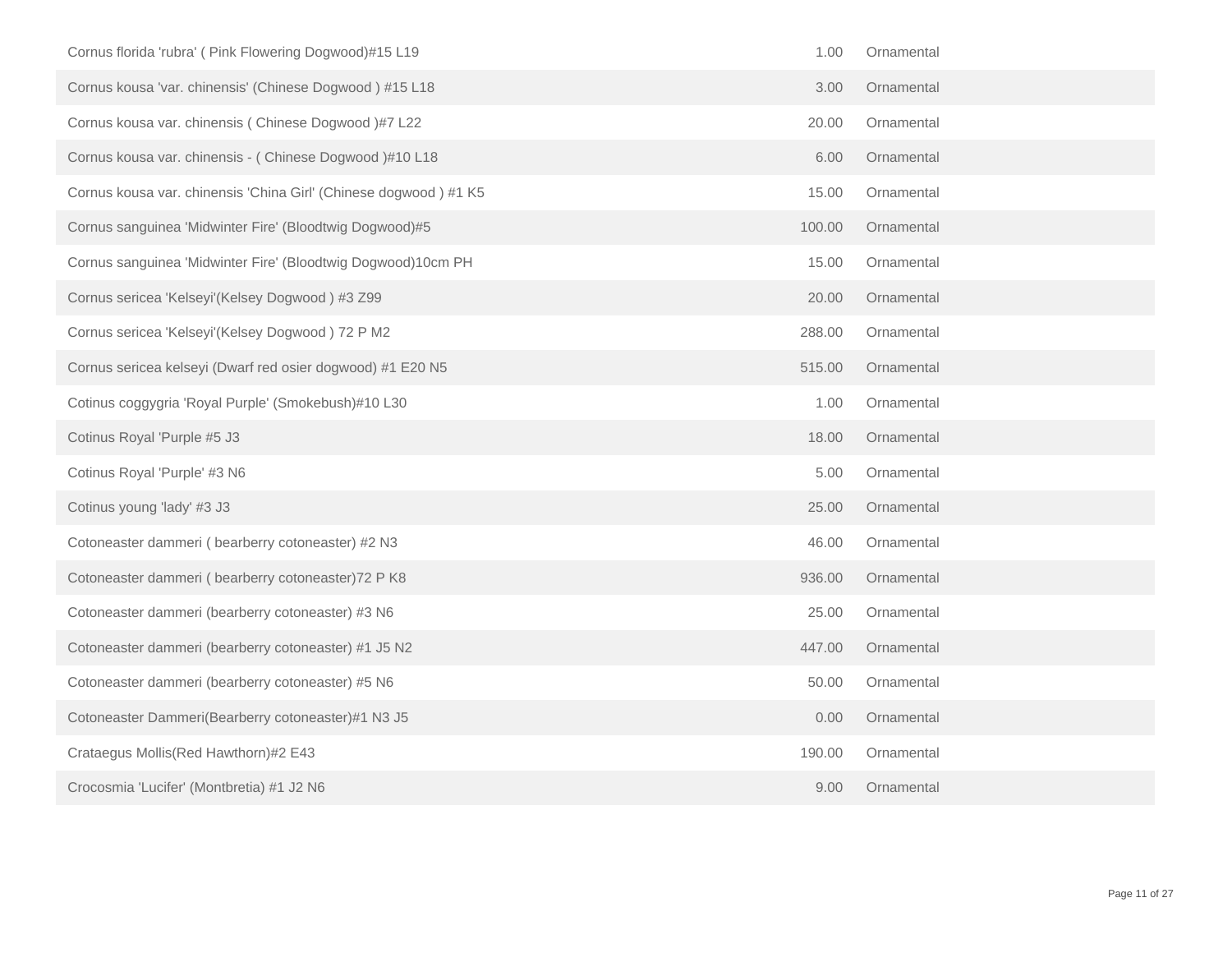| | | |
|---|---|---|
| Cornus florida 'rubra' ( Pink Flowering Dogwood)#15 L19 | 1.00 | Ornamental |
| Cornus kousa 'var. chinensis' (Chinese Dogwood ) #15 L18 | 3.00 | Ornamental |
| Cornus kousa var. chinensis ( Chinese Dogwood )#7 L22 | 20.00 | Ornamental |
| Cornus kousa var. chinensis - ( Chinese Dogwood )#10 L18 | 6.00 | Ornamental |
| Cornus kousa var. chinensis 'China Girl' (Chinese dogwood ) #1 K5 | 15.00 | Ornamental |
| Cornus sanguinea 'Midwinter Fire' (Bloodtwig Dogwood)#5 | 100.00 | Ornamental |
| Cornus sanguinea 'Midwinter Fire' (Bloodtwig Dogwood)10cm PH | 15.00 | Ornamental |
| Cornus sericea 'Kelseyi'(Kelsey Dogwood ) #3 Z99 | 20.00 | Ornamental |
| Cornus sericea 'Kelseyi'(Kelsey Dogwood ) 72 P M2 | 288.00 | Ornamental |
| Cornus sericea kelseyi (Dwarf red osier dogwood) #1 E20 N5 | 515.00 | Ornamental |
| Cotinus coggygria 'Royal Purple' (Smokebush)#10 L30 | 1.00 | Ornamental |
| Cotinus Royal 'Purple #5 J3 | 18.00 | Ornamental |
| Cotinus Royal 'Purple' #3 N6 | 5.00 | Ornamental |
| Cotinus young 'lady' #3 J3 | 25.00 | Ornamental |
| Cotoneaster dammeri ( bearberry cotoneaster) #2 N3 | 46.00 | Ornamental |
| Cotoneaster dammeri ( bearberry cotoneaster)72 P K8 | 936.00 | Ornamental |
| Cotoneaster dammeri (bearberry cotoneaster) #3 N6 | 25.00 | Ornamental |
| Cotoneaster dammeri (bearberry cotoneaster) #1 J5 N2 | 447.00 | Ornamental |
| Cotoneaster dammeri (bearberry cotoneaster) #5 N6 | 50.00 | Ornamental |
| Cotoneaster Dammeri(Bearberry cotoneaster)#1 N3 J5 | 0.00 | Ornamental |
| Crataegus Mollis(Red Hawthorn)#2 E43 | 190.00 | Ornamental |
| Crocosmia 'Lucifer' (Montbretia) #1 J2 N6 | 9.00 | Ornamental |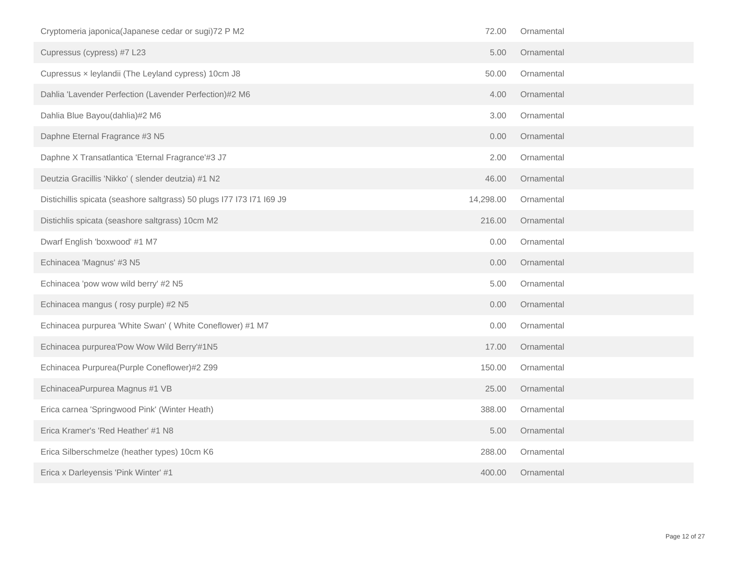| | | |
|---|---|---|
| Cryptomeria japonica(Japanese cedar or sugi)72 P M2 | 72.00 | Ornamental |
| Cupressus (cypress) #7 L23 | 5.00 | Ornamental |
| Cupressus × leylandii (The Leyland cypress) 10cm J8 | 50.00 | Ornamental |
| Dahlia 'Lavender Perfection (Lavender Perfection)#2 M6 | 4.00 | Ornamental |
| Dahlia Blue Bayou(dahlia)#2 M6 | 3.00 | Ornamental |
| Daphne Eternal Fragrance #3 N5 | 0.00 | Ornamental |
| Daphne X Transatlantica 'Eternal Fragrance'#3 J7 | 2.00 | Ornamental |
| Deutzia Gracillis 'Nikko' ( slender deutzia) #1 N2 | 46.00 | Ornamental |
| Distichillis spicata (seashore saltgrass) 50 plugs I77 I73 I71 I69 J9 | 14,298.00 | Ornamental |
| Distichlis spicata (seashore saltgrass) 10cm M2 | 216.00 | Ornamental |
| Dwarf English 'boxwood' #1 M7 | 0.00 | Ornamental |
| Echinacea 'Magnus' #3 N5 | 0.00 | Ornamental |
| Echinacea 'pow wow wild berry' #2 N5 | 5.00 | Ornamental |
| Echinacea mangus ( rosy purple) #2 N5 | 0.00 | Ornamental |
| Echinacea purpurea 'White Swan' ( White Coneflower) #1 M7 | 0.00 | Ornamental |
| Echinacea purpurea'Pow Wow Wild Berry'#1N5 | 17.00 | Ornamental |
| Echinacea Purpurea(Purple Coneflower)#2 Z99 | 150.00 | Ornamental |
| EchinaceaPurpurea Magnus #1 VB | 25.00 | Ornamental |
| Erica carnea 'Springwood Pink' (Winter Heath) | 388.00 | Ornamental |
| Erica Kramer's 'Red Heather' #1 N8 | 5.00 | Ornamental |
| Erica Silberschmelze (heather types) 10cm K6 | 288.00 | Ornamental |
| Erica x Darleyensis 'Pink Winter' #1 | 400.00 | Ornamental |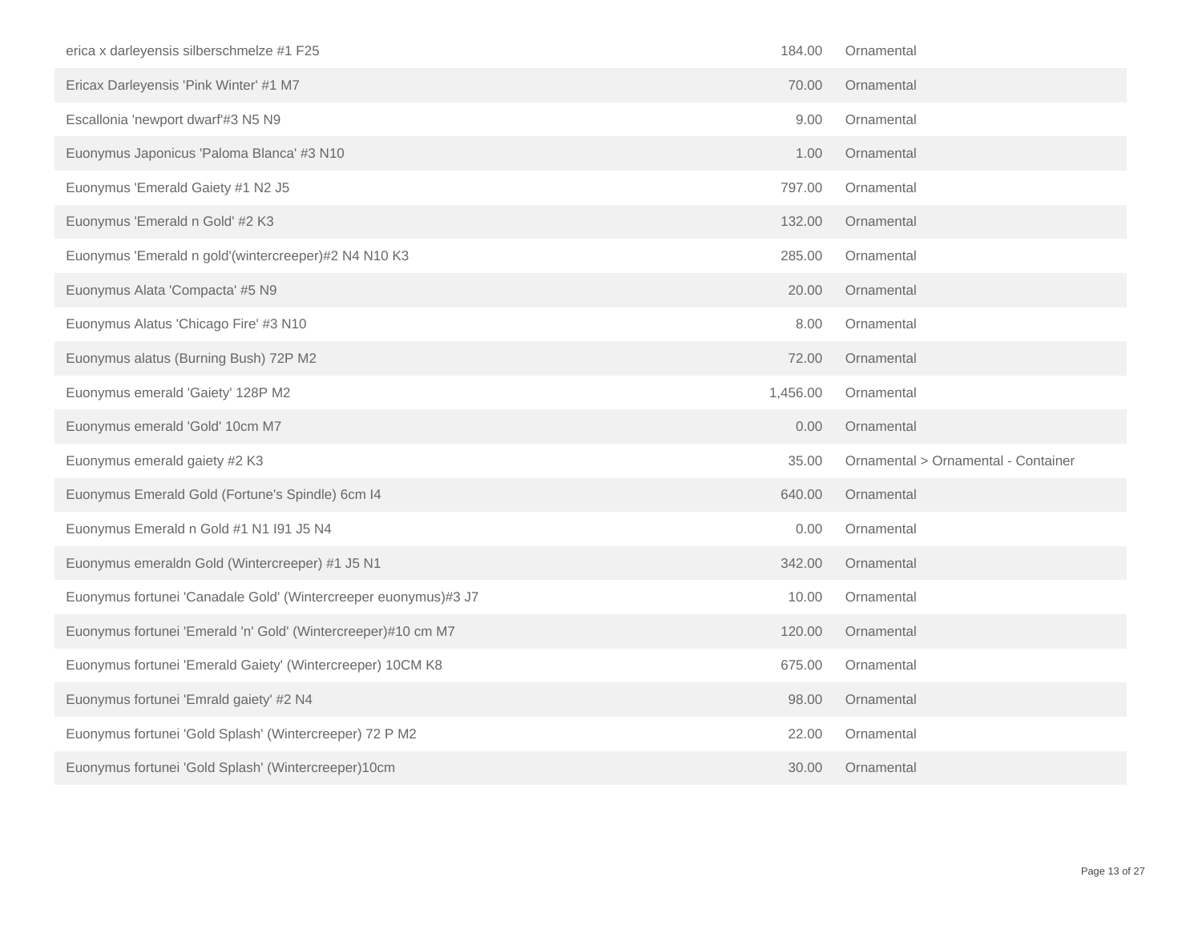| | | |
|---|---|---|
| erica x darleyensis silberschmelze #1 F25 | 184.00 | Ornamental |
| Ericax Darleyensis 'Pink Winter' #1 M7 | 70.00 | Ornamental |
| Escallonia 'newport dwarf'#3 N5 N9 | 9.00 | Ornamental |
| Euonymus Japonicus 'Paloma Blanca' #3 N10 | 1.00 | Ornamental |
| Euonymus 'Emerald Gaiety #1 N2 J5 | 797.00 | Ornamental |
| Euonymus 'Emerald n Gold' #2 K3 | 132.00 | Ornamental |
| Euonymus 'Emerald n gold'(wintercreeper)#2 N4 N10 K3 | 285.00 | Ornamental |
| Euonymus Alata 'Compacta' #5 N9 | 20.00 | Ornamental |
| Euonymus Alatus 'Chicago Fire' #3 N10 | 8.00 | Ornamental |
| Euonymus alatus (Burning Bush) 72P M2 | 72.00 | Ornamental |
| Euonymus emerald 'Gaiety' 128P M2 | 1,456.00 | Ornamental |
| Euonymus emerald 'Gold' 10cm M7 | 0.00 | Ornamental |
| Euonymus emerald gaiety #2 K3 | 35.00 | Ornamental > Ornamental - Container |
| Euonymus Emerald Gold (Fortune's Spindle) 6cm I4 | 640.00 | Ornamental |
| Euonymus Emerald n Gold #1 N1 I91 J5 N4 | 0.00 | Ornamental |
| Euonymus emeraldn Gold (Wintercreeper) #1 J5 N1 | 342.00 | Ornamental |
| Euonymus fortunei 'Canadale Gold' (Wintercreeper euonymus)#3 J7 | 10.00 | Ornamental |
| Euonymus fortunei 'Emerald 'n' Gold' (Wintercreeper)#10 cm M7 | 120.00 | Ornamental |
| Euonymus fortunei 'Emerald Gaiety' (Wintercreeper) 10CM K8 | 675.00 | Ornamental |
| Euonymus fortunei 'Emrald gaiety' #2 N4 | 98.00 | Ornamental |
| Euonymus fortunei 'Gold Splash' (Wintercreeper) 72 P M2 | 22.00 | Ornamental |
| Euonymus fortunei 'Gold Splash' (Wintercreeper)10cm | 30.00 | Ornamental |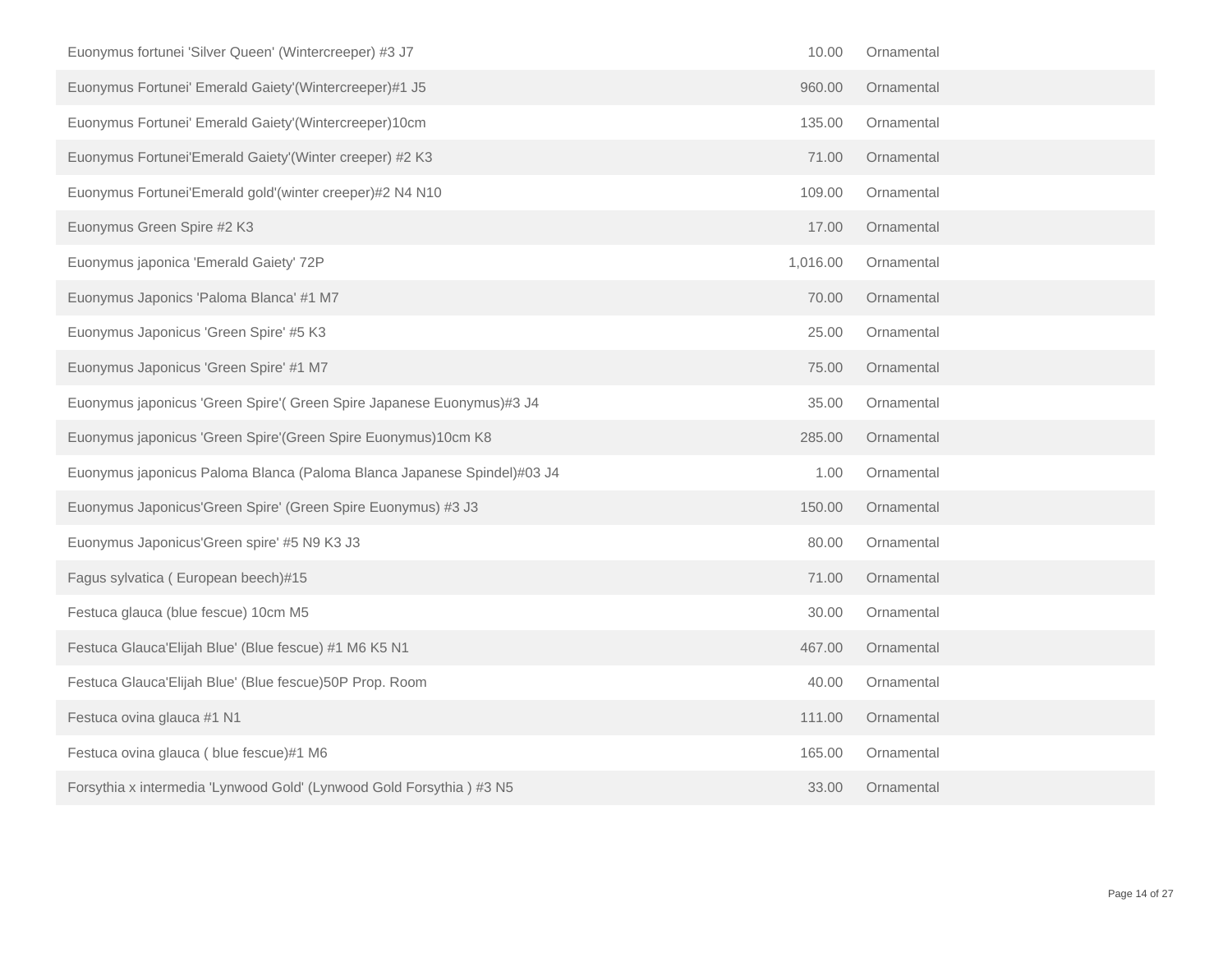| | | |
|---|---|---|
| Euonymus fortunei 'Silver Queen' (Wintercreeper) #3 J7 | 10.00 | Ornamental |
| Euonymus Fortunei' Emerald Gaiety'(Wintercreeper)#1 J5 | 960.00 | Ornamental |
| Euonymus Fortunei' Emerald Gaiety'(Wintercreeper)10cm | 135.00 | Ornamental |
| Euonymus Fortunei'Emerald Gaiety'(Winter creeper) #2 K3 | 71.00 | Ornamental |
| Euonymus Fortunei'Emerald gold'(winter creeper)#2 N4 N10 | 109.00 | Ornamental |
| Euonymus Green Spire #2 K3 | 17.00 | Ornamental |
| Euonymus japonica 'Emerald Gaiety' 72P | 1,016.00 | Ornamental |
| Euonymus Japonics 'Paloma Blanca' #1 M7 | 70.00 | Ornamental |
| Euonymus Japonicus 'Green Spire' #5 K3 | 25.00 | Ornamental |
| Euonymus Japonicus 'Green Spire' #1 M7 | 75.00 | Ornamental |
| Euonymus japonicus 'Green Spire'( Green Spire Japanese Euonymus)#3 J4 | 35.00 | Ornamental |
| Euonymus japonicus 'Green Spire'(Green Spire Euonymus)10cm K8 | 285.00 | Ornamental |
| Euonymus japonicus Paloma Blanca (Paloma Blanca Japanese Spindel)#03 J4 | 1.00 | Ornamental |
| Euonymus Japonicus'Green Spire' (Green Spire Euonymus) #3 J3 | 150.00 | Ornamental |
| Euonymus Japonicus'Green spire' #5 N9 K3 J3 | 80.00 | Ornamental |
| Fagus sylvatica ( European beech)#15 | 71.00 | Ornamental |
| Festuca glauca (blue fescue) 10cm M5 | 30.00 | Ornamental |
| Festuca Glauca'Elijah Blue' (Blue fescue) #1 M6 K5 N1 | 467.00 | Ornamental |
| Festuca Glauca'Elijah Blue' (Blue fescue)50P Prop. Room | 40.00 | Ornamental |
| Festuca ovina glauca #1 N1 | 111.00 | Ornamental |
| Festuca ovina glauca ( blue fescue)#1 M6 | 165.00 | Ornamental |
| Forsythia x intermedia 'Lynwood Gold' (Lynwood Gold Forsythia ) #3 N5 | 33.00 | Ornamental |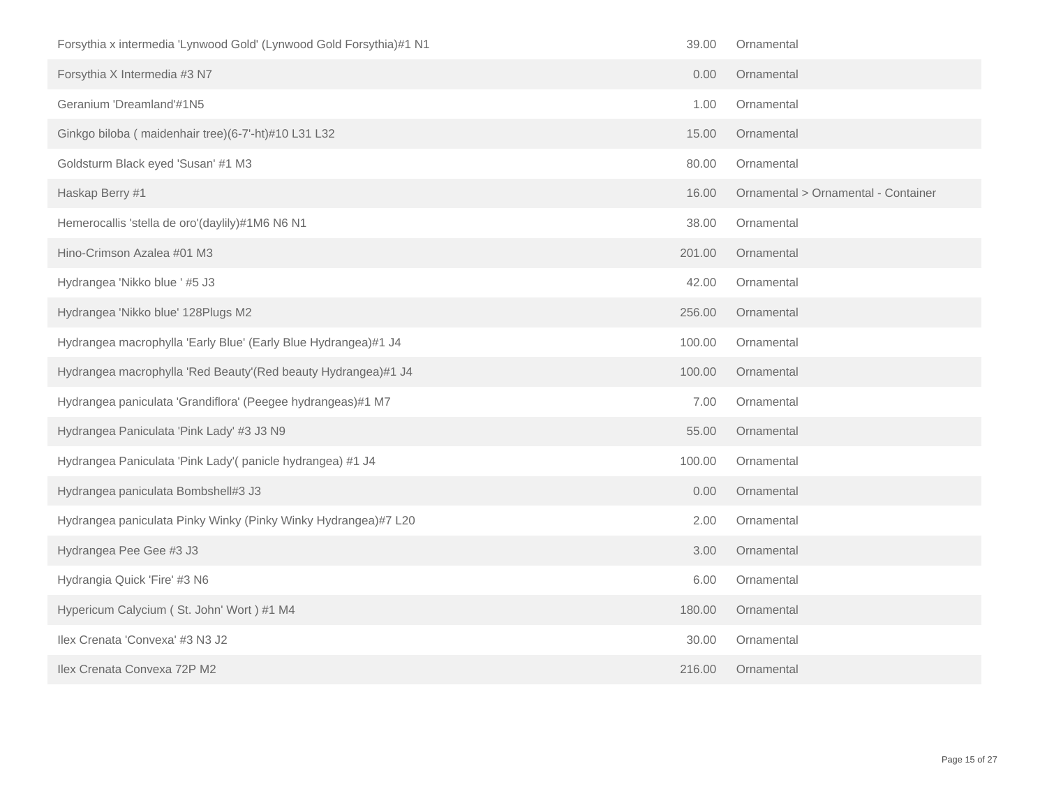| | | |
|---|---|---|
| Forsythia x intermedia 'Lynwood Gold' (Lynwood Gold Forsythia)#1 N1 | 39.00 | Ornamental |
| Forsythia X Intermedia #3 N7 | 0.00 | Ornamental |
| Geranium 'Dreamland'#1N5 | 1.00 | Ornamental |
| Ginkgo biloba ( maidenhair tree)(6-7'-ht)#10 L31 L32 | 15.00 | Ornamental |
| Goldsturm Black eyed 'Susan' #1 M3 | 80.00 | Ornamental |
| Haskap Berry #1 | 16.00 | Ornamental > Ornamental - Container |
| Hemerocallis 'stella de oro'(daylily)#1M6 N6 N1 | 38.00 | Ornamental |
| Hino-Crimson Azalea #01 M3 | 201.00 | Ornamental |
| Hydrangea 'Nikko blue ' #5 J3 | 42.00 | Ornamental |
| Hydrangea 'Nikko blue' 128Plugs M2 | 256.00 | Ornamental |
| Hydrangea macrophylla 'Early Blue' (Early Blue Hydrangea)#1 J4 | 100.00 | Ornamental |
| Hydrangea macrophylla 'Red Beauty'(Red beauty Hydrangea)#1 J4 | 100.00 | Ornamental |
| Hydrangea paniculata 'Grandiflora' (Peegee hydrangeas)#1 M7 | 7.00 | Ornamental |
| Hydrangea Paniculata 'Pink Lady' #3 J3 N9 | 55.00 | Ornamental |
| Hydrangea Paniculata 'Pink Lady'( panicle hydrangea) #1 J4 | 100.00 | Ornamental |
| Hydrangea paniculata Bombshell#3 J3 | 0.00 | Ornamental |
| Hydrangea paniculata Pinky Winky (Pinky Winky Hydrangea)#7 L20 | 2.00 | Ornamental |
| Hydrangea Pee Gee #3 J3 | 3.00 | Ornamental |
| Hydrangia Quick 'Fire' #3 N6 | 6.00 | Ornamental |
| Hypericum Calycium ( St. John' Wort ) #1 M4 | 180.00 | Ornamental |
| Ilex Crenata 'Convexa' #3 N3 J2 | 30.00 | Ornamental |
| Ilex Crenata Convexa 72P M2 | 216.00 | Ornamental |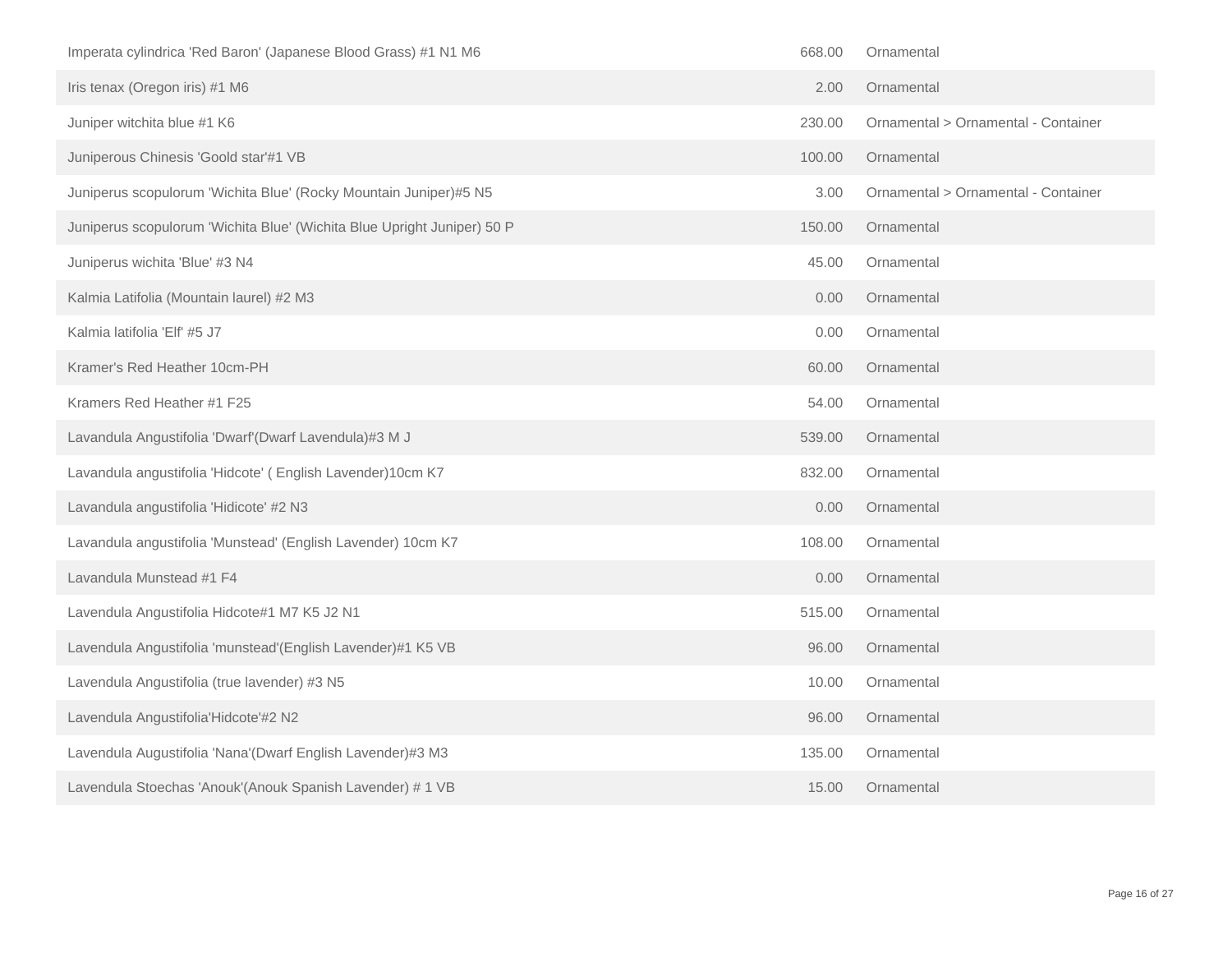| | | |
|---|---|---|
| Imperata cylindrica 'Red Baron' (Japanese Blood Grass) #1 N1 M6 | 668.00 | Ornamental |
| Iris tenax (Oregon iris) #1 M6 | 2.00 | Ornamental |
| Juniper witchita blue #1 K6 | 230.00 | Ornamental > Ornamental - Container |
| Juniperous Chinesis 'Goold star'#1 VB | 100.00 | Ornamental |
| Juniperus scopulorum 'Wichita Blue' (Rocky Mountain Juniper)#5 N5 | 3.00 | Ornamental > Ornamental - Container |
| Juniperus scopulorum 'Wichita Blue' (Wichita Blue Upright Juniper) 50 P | 150.00 | Ornamental |
| Juniperus wichita 'Blue' #3 N4 | 45.00 | Ornamental |
| Kalmia Latifolia (Mountain laurel) #2 M3 | 0.00 | Ornamental |
| Kalmia latifolia 'Elf' #5 J7 | 0.00 | Ornamental |
| Kramer's Red Heather 10cm-PH | 60.00 | Ornamental |
| Kramers Red Heather #1 F25 | 54.00 | Ornamental |
| Lavandula Angustifolia 'Dwarf'(Dwarf Lavendula)#3 M J | 539.00 | Ornamental |
| Lavandula angustifolia 'Hidcote' ( English Lavender)10cm K7 | 832.00 | Ornamental |
| Lavandula angustifolia 'Hidicote' #2 N3 | 0.00 | Ornamental |
| Lavandula angustifolia 'Munstead' (English Lavender) 10cm K7 | 108.00 | Ornamental |
| Lavandula Munstead #1 F4 | 0.00 | Ornamental |
| Lavendula Angustifolia Hidcote#1 M7 K5 J2 N1 | 515.00 | Ornamental |
| Lavendula Angustifolia 'munstead'(English Lavender)#1 K5 VB | 96.00 | Ornamental |
| Lavendula Angustifolia (true lavender) #3 N5 | 10.00 | Ornamental |
| Lavendula Angustifolia'Hidcote'#2 N2 | 96.00 | Ornamental |
| Lavendula Augustifolia 'Nana'(Dwarf English Lavender)#3 M3 | 135.00 | Ornamental |
| Lavendula Stoechas 'Anouk'(Anouk Spanish Lavender) # 1 VB | 15.00 | Ornamental |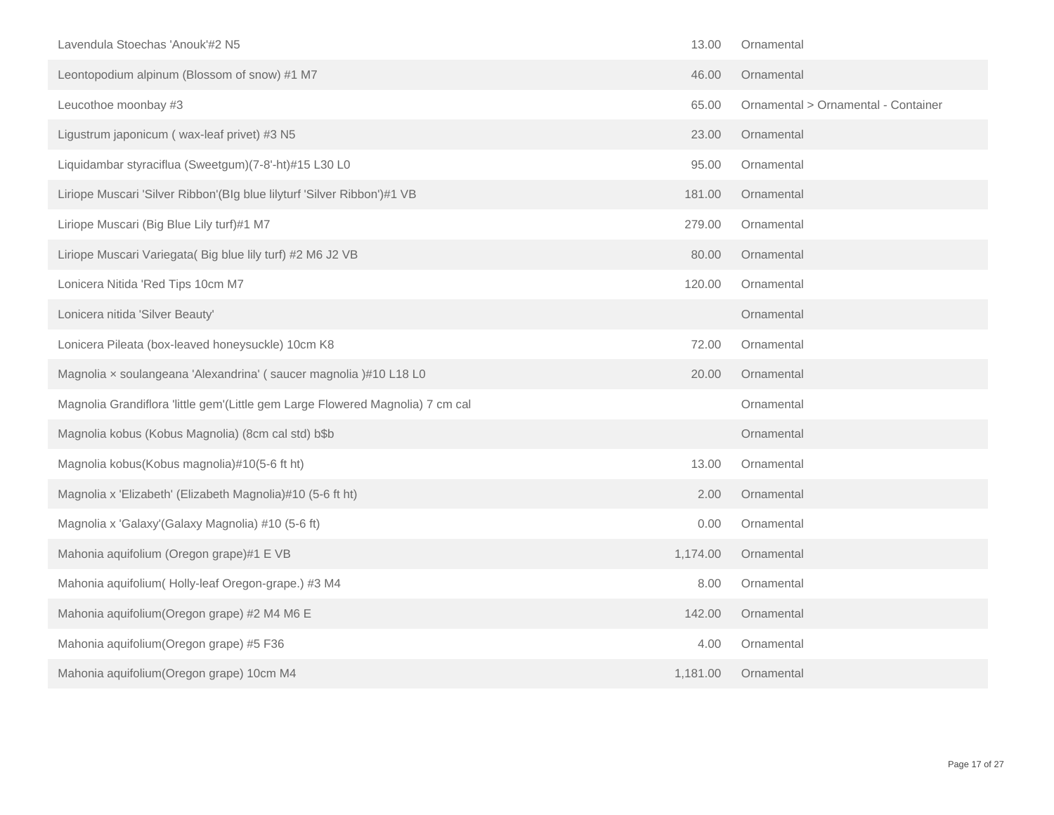| | | |
|---|---|---|
| Lavendula Stoechas 'Anouk'#2 N5 | 13.00 | Ornamental |
| Leontopodium alpinum (Blossom of snow) #1 M7 | 46.00 | Ornamental |
| Leucothoe moonbay #3 | 65.00 | Ornamental > Ornamental - Container |
| Ligustrum japonicum ( wax-leaf privet) #3 N5 | 23.00 | Ornamental |
| Liquidambar styraciflua (Sweetgum)(7-8'-ht)#15 L30 L0 | 95.00 | Ornamental |
| Liriope Muscari 'Silver Ribbon'(BIg blue lilyturf 'Silver Ribbon')#1 VB | 181.00 | Ornamental |
| Liriope Muscari (Big Blue Lily turf)#1 M7 | 279.00 | Ornamental |
| Liriope Muscari Variegata( Big blue lily turf) #2 M6 J2 VB | 80.00 | Ornamental |
| Lonicera Nitida 'Red Tips 10cm M7 | 120.00 | Ornamental |
| Lonicera nitida 'Silver Beauty' | | Ornamental |
| Lonicera Pileata (box-leaved honeysuckle) 10cm K8 | 72.00 | Ornamental |
| Magnolia × soulangeana 'Alexandrina' ( saucer magnolia )#10 L18 L0 | 20.00 | Ornamental |
| Magnolia Grandiflora 'little gem'(Little gem Large Flowered Magnolia) 7 cm cal | | Ornamental |
| Magnolia kobus (Kobus Magnolia) (8cm cal std) b$b | | Ornamental |
| Magnolia kobus(Kobus magnolia)#10(5-6 ft ht) | 13.00 | Ornamental |
| Magnolia x 'Elizabeth' (Elizabeth Magnolia)#10 (5-6 ft ht) | 2.00 | Ornamental |
| Magnolia x 'Galaxy'(Galaxy Magnolia) #10 (5-6 ft) | 0.00 | Ornamental |
| Mahonia aquifolium (Oregon grape)#1 E VB | 1,174.00 | Ornamental |
| Mahonia aquifolium( Holly-leaf Oregon-grape.) #3 M4 | 8.00 | Ornamental |
| Mahonia aquifolium(Oregon grape) #2 M4 M6 E | 142.00 | Ornamental |
| Mahonia aquifolium(Oregon grape) #5 F36 | 4.00 | Ornamental |
| Mahonia aquifolium(Oregon grape) 10cm M4 | 1,181.00 | Ornamental |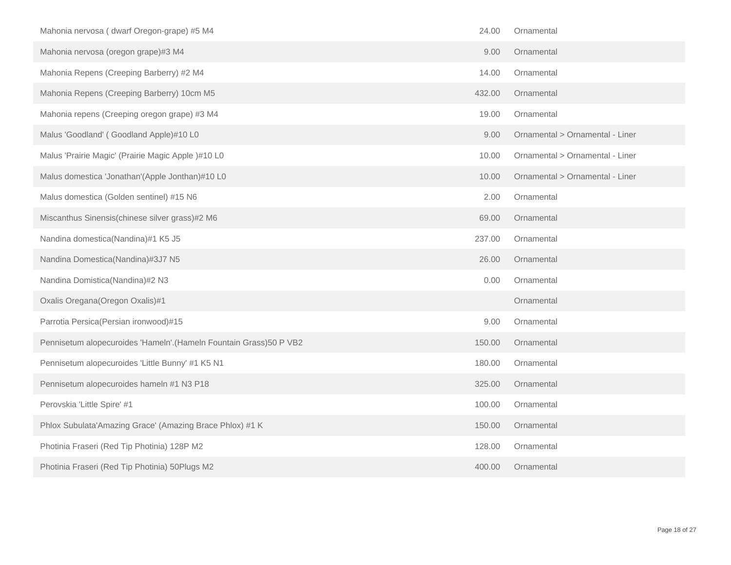| | | |
|---|---|---|
| Mahonia nervosa ( dwarf Oregon-grape) #5 M4 | 24.00 | Ornamental |
| Mahonia nervosa (oregon grape)#3 M4 | 9.00 | Ornamental |
| Mahonia Repens (Creeping Barberry) #2 M4 | 14.00 | Ornamental |
| Mahonia Repens (Creeping Barberry) 10cm M5 | 432.00 | Ornamental |
| Mahonia repens (Creeping oregon grape) #3 M4 | 19.00 | Ornamental |
| Malus 'Goodland' ( Goodland Apple)#10 L0 | 9.00 | Ornamental > Ornamental - Liner |
| Malus 'Prairie Magic' (Prairie Magic Apple )#10 L0 | 10.00 | Ornamental > Ornamental - Liner |
| Malus domestica 'Jonathan'(Apple Jonthan)#10 L0 | 10.00 | Ornamental > Ornamental - Liner |
| Malus domestica (Golden sentinel) #15 N6 | 2.00 | Ornamental |
| Miscanthus Sinensis(chinese silver grass)#2 M6 | 69.00 | Ornamental |
| Nandina domestica(Nandina)#1 K5 J5 | 237.00 | Ornamental |
| Nandina Domestica(Nandina)#3J7 N5 | 26.00 | Ornamental |
| Nandina Domistica(Nandina)#2 N3 | 0.00 | Ornamental |
| Oxalis Oregana(Oregon Oxalis)#1 | | Ornamental |
| Parrotia Persica(Persian ironwood)#15 | 9.00 | Ornamental |
| Pennisetum alopecuroides 'Hameln'.(Hameln Fountain Grass)50 P VB2 | 150.00 | Ornamental |
| Pennisetum alopecuroides 'Little Bunny' #1 K5 N1 | 180.00 | Ornamental |
| Pennisetum alopecuroides hameln #1 N3 P18 | 325.00 | Ornamental |
| Perovskia 'Little Spire' #1 | 100.00 | Ornamental |
| Phlox Subulata'Amazing Grace' (Amazing Brace Phlox) #1 K | 150.00 | Ornamental |
| Photinia Fraseri (Red Tip Photinia) 128P M2 | 128.00 | Ornamental |
| Photinia Fraseri (Red Tip Photinia) 50Plugs M2 | 400.00 | Ornamental |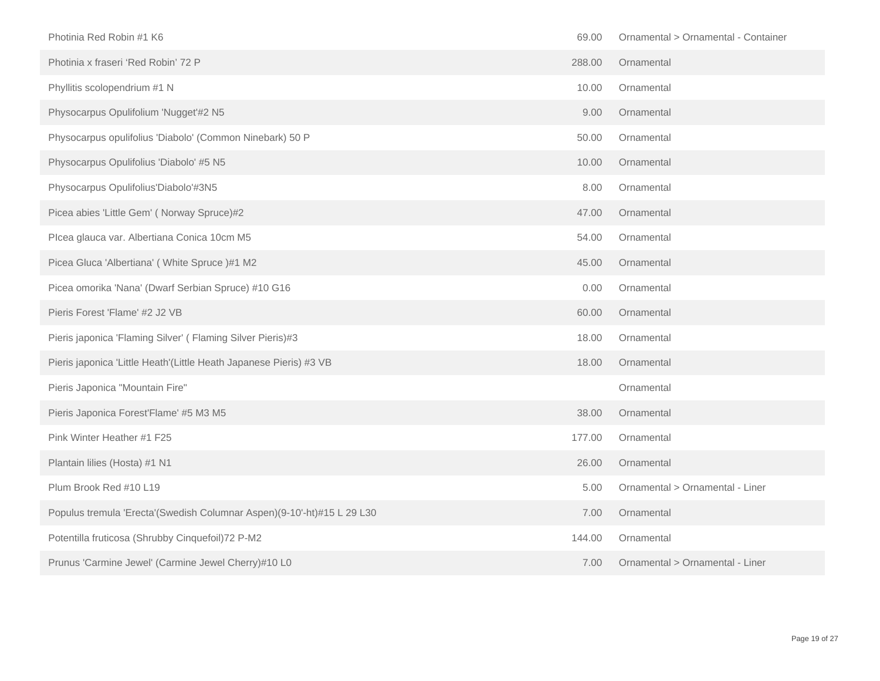| | | |
|---|---|---|
| Photinia Red Robin #1 K6 | 69.00 | Ornamental > Ornamental - Container |
| Photinia x fraseri ‘Red Robin’ 72 P | 288.00 | Ornamental |
| Phyllitis scolopendrium #1 N | 10.00 | Ornamental |
| Physocarpus Opulifolium 'Nugget'#2 N5 | 9.00 | Ornamental |
| Physocarpus opulifolius 'Diabolo' (Common Ninebark) 50 P | 50.00 | Ornamental |
| Physocarpus Opulifolius 'Diabolo' #5 N5 | 10.00 | Ornamental |
| Physocarpus Opulifolius'Diabolo'#3N5 | 8.00 | Ornamental |
| Picea abies 'Little Gem' ( Norway Spruce)#2 | 47.00 | Ornamental |
| PIcea glauca var. Albertiana Conica 10cm M5 | 54.00 | Ornamental |
| Picea Gluca 'Albertiana' ( White Spruce )#1 M2 | 45.00 | Ornamental |
| Picea omorika 'Nana' (Dwarf Serbian Spruce) #10 G16 | 0.00 | Ornamental |
| Pieris Forest 'Flame' #2 J2 VB | 60.00 | Ornamental |
| Pieris japonica 'Flaming Silver' ( Flaming Silver Pieris)#3 | 18.00 | Ornamental |
| Pieris japonica 'Little Heath'(Little Heath Japanese Pieris) #3 VB | 18.00 | Ornamental |
| Pieris Japonica "Mountain Fire" | | Ornamental |
| Pieris Japonica Forest'Flame' #5 M3 M5 | 38.00 | Ornamental |
| Pink Winter Heather #1 F25 | 177.00 | Ornamental |
| Plantain lilies (Hosta) #1 N1 | 26.00 | Ornamental |
| Plum Brook Red #10 L19 | 5.00 | Ornamental > Ornamental - Liner |
| Populus tremula 'Erecta'(Swedish Columnar Aspen)(9-10'-ht)#15 L 29 L30 | 7.00 | Ornamental |
| Potentilla fruticosa (Shrubby Cinquefoil)72 P-M2 | 144.00 | Ornamental |
| Prunus 'Carmine Jewel' (Carmine Jewel Cherry)#10 L0 | 7.00 | Ornamental > Ornamental - Liner |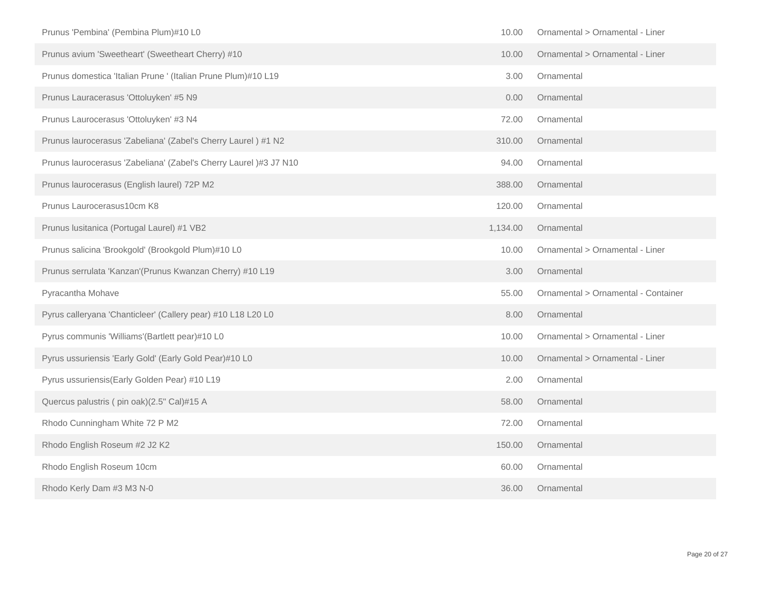| | | |
|---|---|---|
| Prunus 'Pembina' (Pembina Plum)#10 L0 | 10.00 | Ornamental > Ornamental - Liner |
| Prunus avium 'Sweetheart' (Sweetheart Cherry) #10 | 10.00 | Ornamental > Ornamental - Liner |
| Prunus domestica 'Italian Prune ' (Italian Prune Plum)#10 L19 | 3.00 | Ornamental |
| Prunus Lauracerasus 'Ottoluyken' #5 N9 | 0.00 | Ornamental |
| Prunus Laurocerasus 'Ottoluyken' #3 N4 | 72.00 | Ornamental |
| Prunus laurocerasus 'Zabeliana' (Zabel's Cherry Laurel ) #1 N2 | 310.00 | Ornamental |
| Prunus laurocerasus 'Zabeliana' (Zabel's Cherry Laurel )#3 J7 N10 | 94.00 | Ornamental |
| Prunus laurocerasus (English laurel) 72P M2 | 388.00 | Ornamental |
| Prunus Laurocerasus10cm K8 | 120.00 | Ornamental |
| Prunus lusitanica (Portugal Laurel) #1 VB2 | 1,134.00 | Ornamental |
| Prunus salicina 'Brookgold' (Brookgold Plum)#10 L0 | 10.00 | Ornamental > Ornamental - Liner |
| Prunus serrulata 'Kanzan'(Prunus Kwanzan Cherry) #10 L19 | 3.00 | Ornamental |
| Pyracantha Mohave | 55.00 | Ornamental > Ornamental - Container |
| Pyrus calleryana 'Chanticleer' (Callery pear) #10 L18 L20 L0 | 8.00 | Ornamental |
| Pyrus communis 'Williams'(Bartlett pear)#10 L0 | 10.00 | Ornamental > Ornamental - Liner |
| Pyrus ussuriensis 'Early Gold' (Early Gold Pear)#10 L0 | 10.00 | Ornamental > Ornamental - Liner |
| Pyrus ussuriensis(Early Golden Pear) #10 L19 | 2.00 | Ornamental |
| Quercus palustris ( pin oak)(2.5" Cal)#15 A | 58.00 | Ornamental |
| Rhodo Cunningham White 72 P M2 | 72.00 | Ornamental |
| Rhodo English Roseum #2 J2 K2 | 150.00 | Ornamental |
| Rhodo English Roseum 10cm | 60.00 | Ornamental |
| Rhodo Kerly Dam #3 M3 N-0 | 36.00 | Ornamental |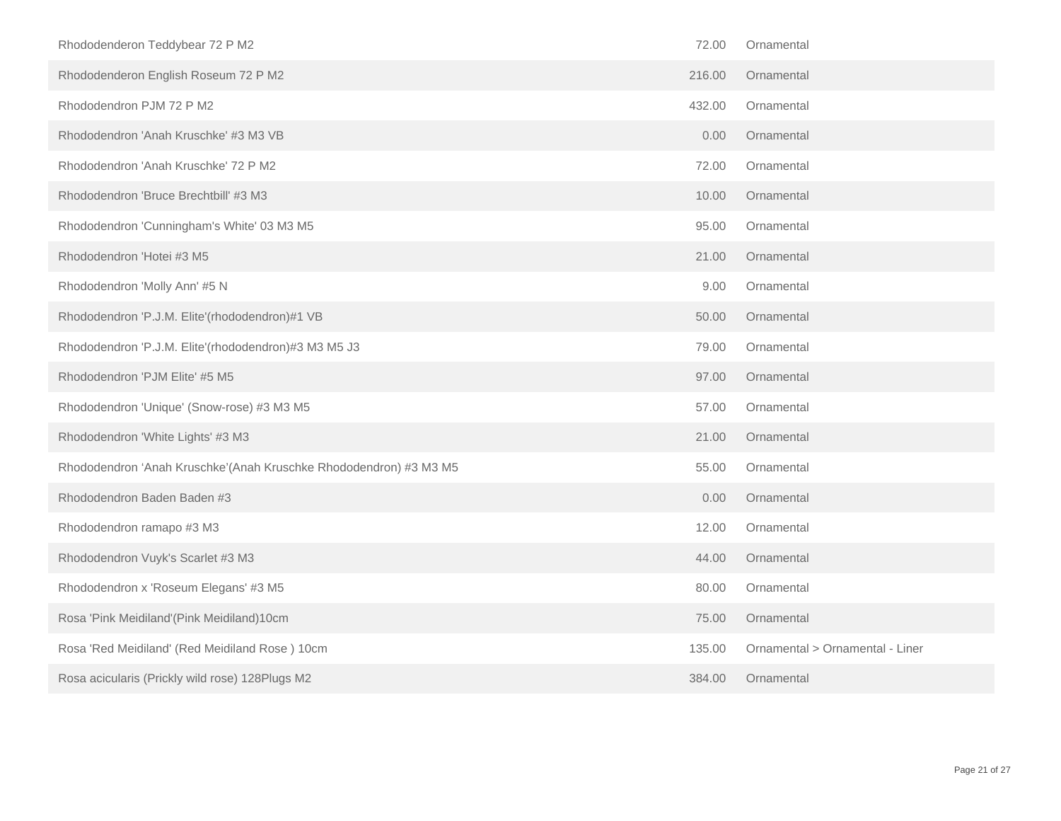| | | |
|---|---|---|
| Rhododenderon Teddybear 72 P M2 | 72.00 | Ornamental |
| Rhododenderon English Roseum 72 P M2 | 216.00 | Ornamental |
| Rhododendron PJM 72 P M2 | 432.00 | Ornamental |
| Rhododendron 'Anah Kruschke' #3 M3 VB | 0.00 | Ornamental |
| Rhododendron 'Anah Kruschke' 72 P M2 | 72.00 | Ornamental |
| Rhododendron 'Bruce Brechtbill' #3 M3 | 10.00 | Ornamental |
| Rhododendron 'Cunningham's White' 03 M3 M5 | 95.00 | Ornamental |
| Rhododendron 'Hotei #3 M5 | 21.00 | Ornamental |
| Rhododendron 'Molly Ann' #5 N | 9.00 | Ornamental |
| Rhododendron 'P.J.M. Elite'(rhododendron)#1 VB | 50.00 | Ornamental |
| Rhododendron 'P.J.M. Elite'(rhododendron)#3 M3 M5 J3 | 79.00 | Ornamental |
| Rhododendron 'PJM Elite' #5 M5 | 97.00 | Ornamental |
| Rhododendron 'Unique' (Snow-rose) #3 M3 M5 | 57.00 | Ornamental |
| Rhododendron 'White Lights' #3 M3 | 21.00 | Ornamental |
| Rhododendron ‘Anah Kruschke’(Anah Kruschke Rhododendron) #3 M3 M5 | 55.00 | Ornamental |
| Rhododendron Baden Baden #3 | 0.00 | Ornamental |
| Rhododendron ramapo #3 M3 | 12.00 | Ornamental |
| Rhododendron Vuyk's Scarlet #3 M3 | 44.00 | Ornamental |
| Rhododendron x 'Roseum Elegans' #3 M5 | 80.00 | Ornamental |
| Rosa 'Pink Meidiland'(Pink Meidiland)10cm | 75.00 | Ornamental |
| Rosa 'Red Meidiland' (Red Meidiland Rose ) 10cm | 135.00 | Ornamental > Ornamental - Liner |
| Rosa acicularis (Prickly wild rose) 128Plugs M2 | 384.00 | Ornamental |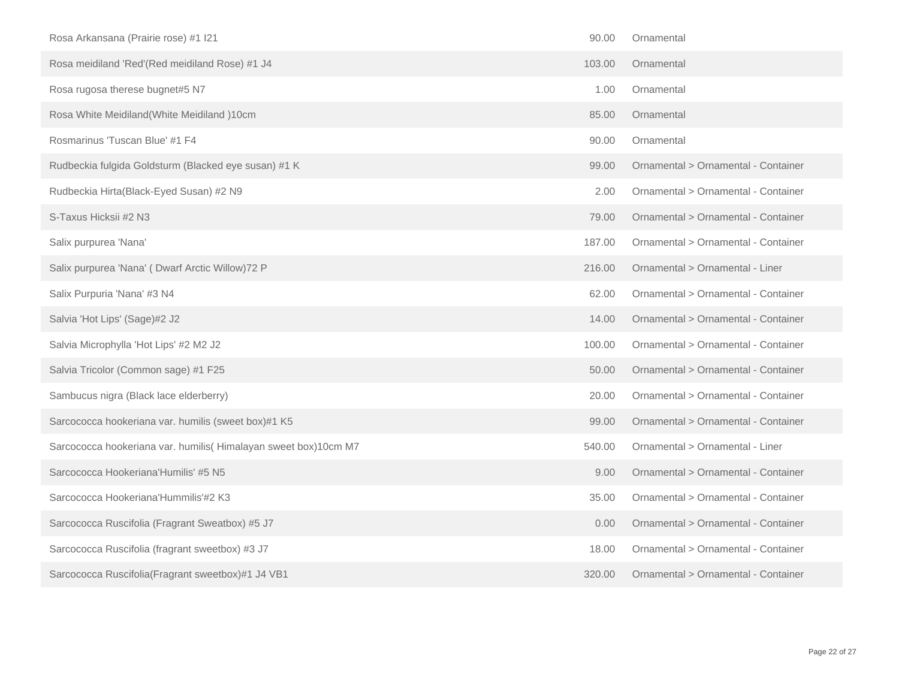| | | |
|---|---|---|
| Rosa Arkansana (Prairie rose) #1 I21 | 90.00 | Ornamental |
| Rosa meidiland 'Red'(Red meidiland Rose) #1 J4 | 103.00 | Ornamental |
| Rosa rugosa therese bugnet#5 N7 | 1.00 | Ornamental |
| Rosa White Meidiland(White Meidiland )10cm | 85.00 | Ornamental |
| Rosmarinus 'Tuscan Blue' #1 F4 | 90.00 | Ornamental |
| Rudbeckia fulgida Goldsturm (Blacked eye susan) #1 K | 99.00 | Ornamental > Ornamental - Container |
| Rudbeckia Hirta(Black-Eyed Susan) #2 N9 | 2.00 | Ornamental > Ornamental - Container |
| S-Taxus Hicksii #2 N3 | 79.00 | Ornamental > Ornamental - Container |
| Salix purpurea 'Nana' | 187.00 | Ornamental > Ornamental - Container |
| Salix purpurea 'Nana' ( Dwarf Arctic Willow)72 P | 216.00 | Ornamental > Ornamental - Liner |
| Salix Purpuria 'Nana' #3 N4 | 62.00 | Ornamental > Ornamental - Container |
| Salvia 'Hot Lips' (Sage)#2 J2 | 14.00 | Ornamental > Ornamental - Container |
| Salvia Microphylla 'Hot Lips' #2 M2 J2 | 100.00 | Ornamental > Ornamental - Container |
| Salvia Tricolor (Common sage) #1 F25 | 50.00 | Ornamental > Ornamental - Container |
| Sambucus nigra (Black lace elderberry) | 20.00 | Ornamental > Ornamental - Container |
| Sarcococca hookeriana var. humilis (sweet box)#1 K5 | 99.00 | Ornamental > Ornamental - Container |
| Sarcococca hookeriana var. humilis( Himalayan sweet box)10cm M7 | 540.00 | Ornamental > Ornamental - Liner |
| Sarcococca Hookeriana'Humilis' #5 N5 | 9.00 | Ornamental > Ornamental - Container |
| Sarcococca Hookeriana'Hummilis'#2 K3 | 35.00 | Ornamental > Ornamental - Container |
| Sarcococca Ruscifolia (Fragrant Sweatbox) #5 J7 | 0.00 | Ornamental > Ornamental - Container |
| Sarcococca Ruscifolia (fragrant sweetbox) #3 J7 | 18.00 | Ornamental > Ornamental - Container |
| Sarcococca Ruscifolia(Fragrant sweetbox)#1 J4 VB1 | 320.00 | Ornamental > Ornamental - Container |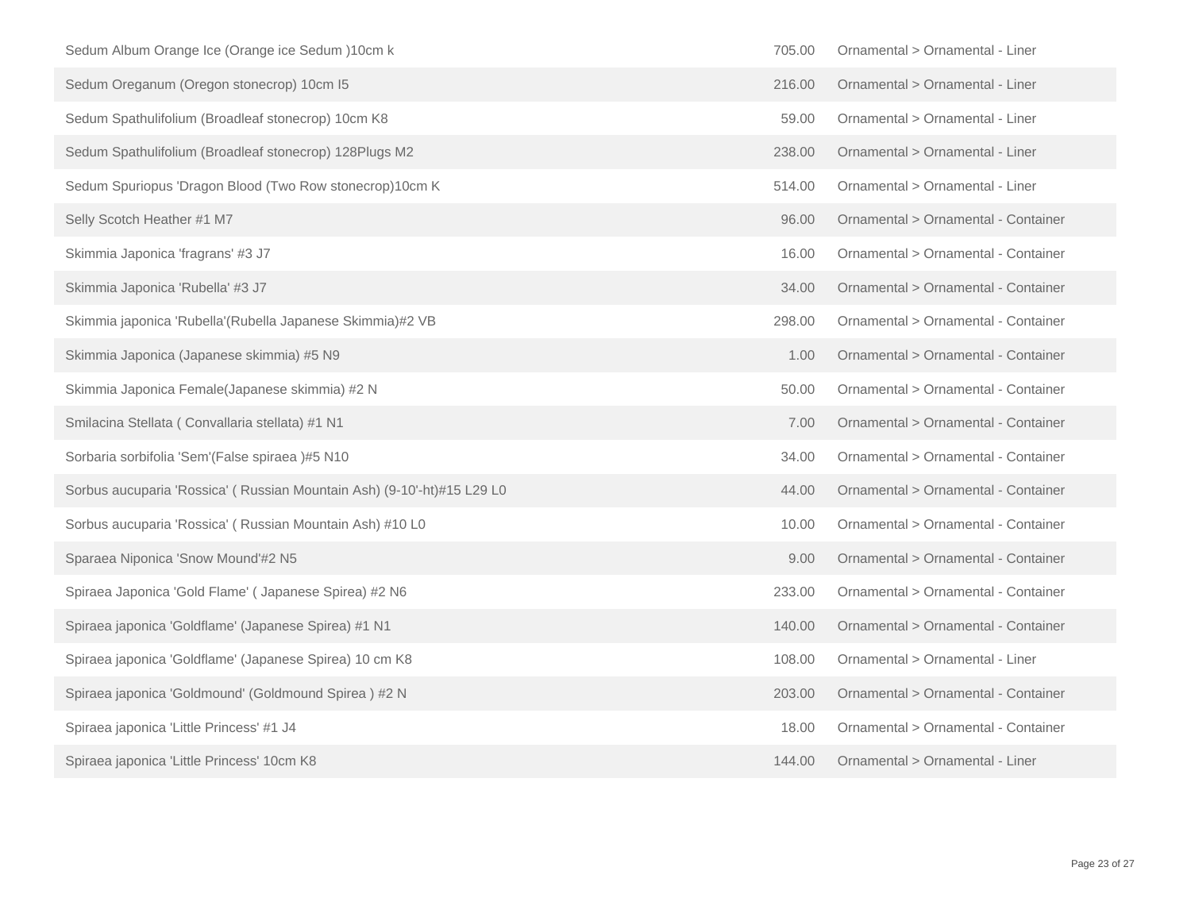| | | |
|---|---|---|
| Sedum Album Orange Ice (Orange ice Sedum )10cm k | 705.00 | Ornamental > Ornamental - Liner |
| Sedum Oreganum (Oregon stonecrop) 10cm I5 | 216.00 | Ornamental > Ornamental - Liner |
| Sedum Spathulifolium (Broadleaf stonecrop) 10cm K8 | 59.00 | Ornamental > Ornamental - Liner |
| Sedum Spathulifolium (Broadleaf stonecrop) 128Plugs M2 | 238.00 | Ornamental > Ornamental - Liner |
| Sedum Spuriopus 'Dragon Blood (Two Row stonecrop)10cm K | 514.00 | Ornamental > Ornamental - Liner |
| Selly Scotch Heather #1 M7 | 96.00 | Ornamental > Ornamental - Container |
| Skimmia Japonica 'fragrans' #3 J7 | 16.00 | Ornamental > Ornamental - Container |
| Skimmia Japonica 'Rubella' #3 J7 | 34.00 | Ornamental > Ornamental - Container |
| Skimmia japonica 'Rubella'(Rubella Japanese Skimmia)#2 VB | 298.00 | Ornamental > Ornamental - Container |
| Skimmia Japonica (Japanese skimmia) #5 N9 | 1.00 | Ornamental > Ornamental - Container |
| Skimmia Japonica Female(Japanese skimmia) #2 N | 50.00 | Ornamental > Ornamental - Container |
| Smilacina Stellata ( Convallaria stellata) #1 N1 | 7.00 | Ornamental > Ornamental - Container |
| Sorbaria sorbifolia 'Sem'(False spiraea )#5 N10 | 34.00 | Ornamental > Ornamental - Container |
| Sorbus aucuparia 'Rossica' ( Russian Mountain Ash) (9-10'-ht)#15 L29 L0 | 44.00 | Ornamental > Ornamental - Container |
| Sorbus aucuparia 'Rossica' ( Russian Mountain Ash) #10 L0 | 10.00 | Ornamental > Ornamental - Container |
| Sparaea Niponica 'Snow Mound'#2 N5 | 9.00 | Ornamental > Ornamental - Container |
| Spiraea Japonica 'Gold Flame' ( Japanese Spirea) #2 N6 | 233.00 | Ornamental > Ornamental - Container |
| Spiraea japonica 'Goldflame' (Japanese Spirea) #1 N1 | 140.00 | Ornamental > Ornamental - Container |
| Spiraea japonica 'Goldflame' (Japanese Spirea) 10 cm K8 | 108.00 | Ornamental > Ornamental - Liner |
| Spiraea japonica 'Goldmound' (Goldmound Spirea ) #2 N | 203.00 | Ornamental > Ornamental - Container |
| Spiraea japonica 'Little Princess' #1 J4 | 18.00 | Ornamental > Ornamental - Container |
| Spiraea japonica 'Little Princess' 10cm K8 | 144.00 | Ornamental > Ornamental - Liner |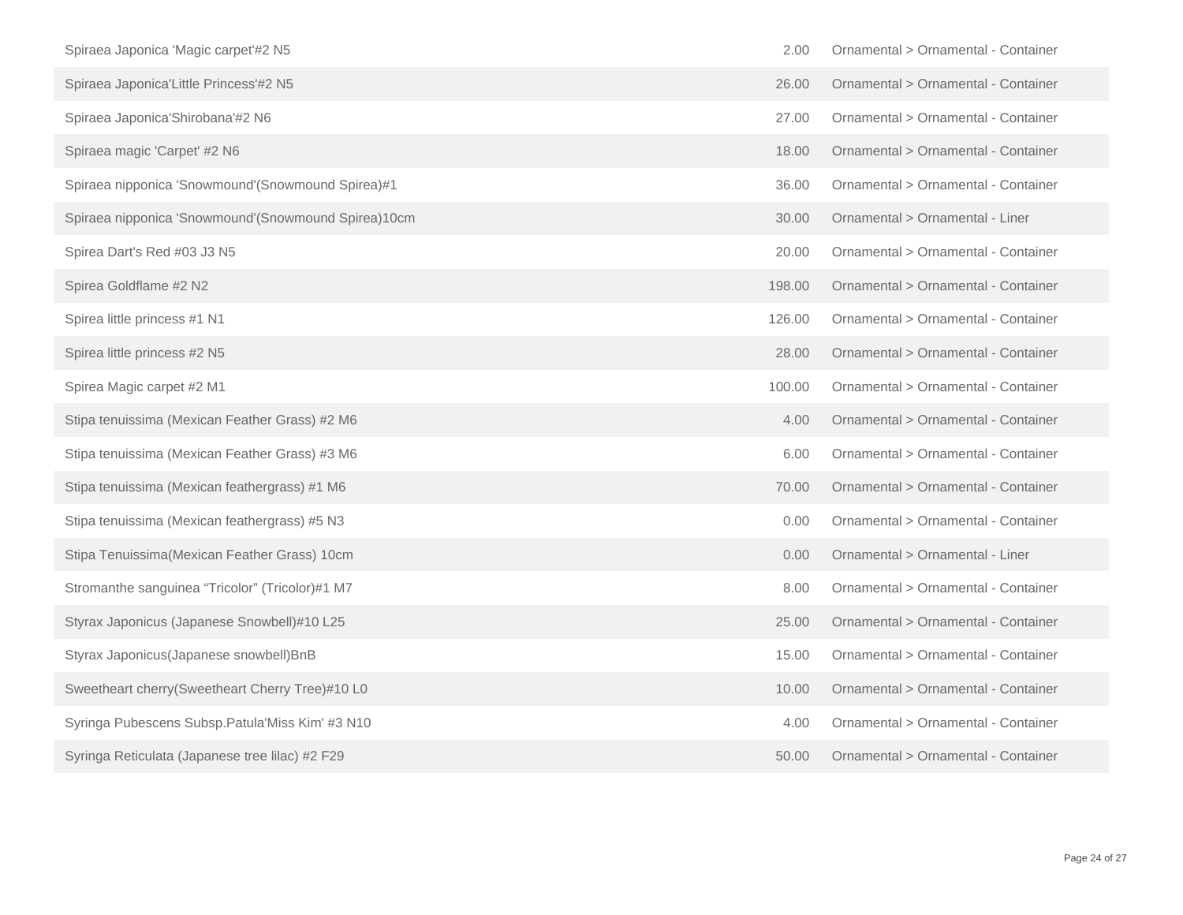| | | |
|---|---|---|
| Spiraea Japonica 'Magic carpet'#2 N5 | 2.00 | Ornamental > Ornamental - Container |
| Spiraea Japonica'Little Princess'#2 N5 | 26.00 | Ornamental > Ornamental - Container |
| Spiraea Japonica'Shirobana'#2 N6 | 27.00 | Ornamental > Ornamental - Container |
| Spiraea magic 'Carpet' #2 N6 | 18.00 | Ornamental > Ornamental - Container |
| Spiraea nipponica 'Snowmound'(Snowmound Spirea)#1 | 36.00 | Ornamental > Ornamental - Container |
| Spiraea nipponica 'Snowmound'(Snowmound Spirea)10cm | 30.00 | Ornamental > Ornamental - Liner |
| Spirea Dart's Red #03 J3 N5 | 20.00 | Ornamental > Ornamental - Container |
| Spirea Goldflame #2 N2 | 198.00 | Ornamental > Ornamental - Container |
| Spirea little princess #1 N1 | 126.00 | Ornamental > Ornamental - Container |
| Spirea little princess #2 N5 | 28.00 | Ornamental > Ornamental - Container |
| Spirea Magic carpet #2 M1 | 100.00 | Ornamental > Ornamental - Container |
| Stipa tenuissima (Mexican Feather Grass) #2 M6 | 4.00 | Ornamental > Ornamental - Container |
| Stipa tenuissima (Mexican Feather Grass) #3 M6 | 6.00 | Ornamental > Ornamental - Container |
| Stipa tenuissima (Mexican feathergrass) #1 M6 | 70.00 | Ornamental > Ornamental - Container |
| Stipa tenuissima (Mexican feathergrass) #5 N3 | 0.00 | Ornamental > Ornamental - Container |
| Stipa Tenuissima(Mexican Feather Grass) 10cm | 0.00 | Ornamental > Ornamental - Liner |
| Stromanthe sanguinea “Tricolor” (Tricolor)#1 M7 | 8.00 | Ornamental > Ornamental - Container |
| Styrax Japonicus (Japanese Snowbell)#10 L25 | 25.00 | Ornamental > Ornamental - Container |
| Styrax Japonicus(Japanese snowbell)BnB | 15.00 | Ornamental > Ornamental - Container |
| Sweetheart cherry(Sweetheart Cherry Tree)#10 L0 | 10.00 | Ornamental > Ornamental - Container |
| Syringa Pubescens Subsp.Patula'Miss Kim' #3 N10 | 4.00 | Ornamental > Ornamental - Container |
| Syringa Reticulata (Japanese tree lilac) #2 F29 | 50.00 | Ornamental > Ornamental - Container |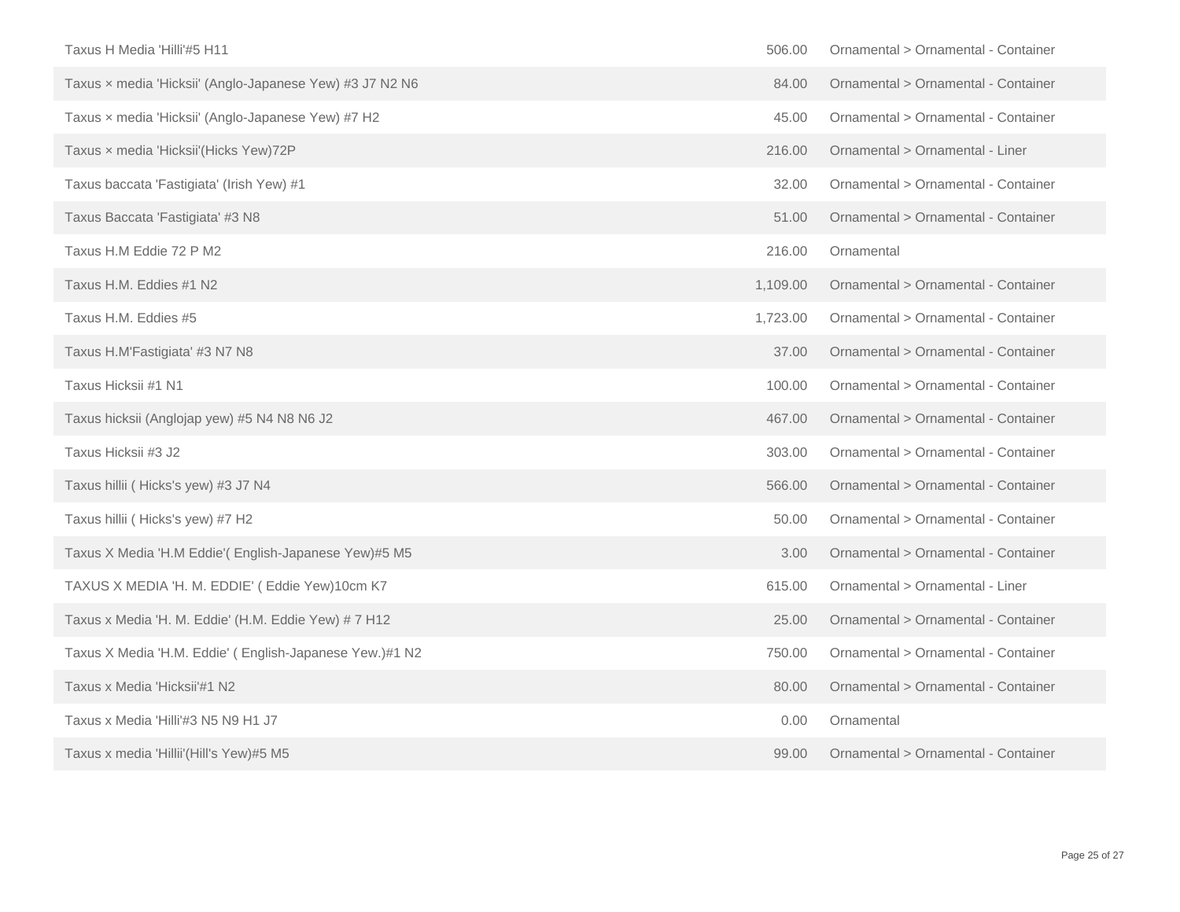| | | |
|---|---|---|
| Taxus H Media 'Hilli'#5 H11 | 506.00 | Ornamental > Ornamental - Container |
| Taxus × media 'Hicksii' (Anglo-Japanese Yew) #3 J7 N2 N6 | 84.00 | Ornamental > Ornamental - Container |
| Taxus × media 'Hicksii' (Anglo-Japanese Yew) #7 H2 | 45.00 | Ornamental > Ornamental - Container |
| Taxus × media 'Hicksii'(Hicks Yew)72P | 216.00 | Ornamental > Ornamental - Liner |
| Taxus baccata 'Fastigiata' (Irish Yew) #1 | 32.00 | Ornamental > Ornamental - Container |
| Taxus Baccata 'Fastigiata' #3 N8 | 51.00 | Ornamental > Ornamental - Container |
| Taxus H.M Eddie 72 P M2 | 216.00 | Ornamental |
| Taxus H.M. Eddies #1 N2 | 1,109.00 | Ornamental > Ornamental - Container |
| Taxus H.M. Eddies #5 | 1,723.00 | Ornamental > Ornamental - Container |
| Taxus H.M'Fastigiata' #3 N7 N8 | 37.00 | Ornamental > Ornamental - Container |
| Taxus Hicksii #1 N1 | 100.00 | Ornamental > Ornamental - Container |
| Taxus hicksii (Anglojap yew) #5 N4 N8 N6 J2 | 467.00 | Ornamental > Ornamental - Container |
| Taxus Hicksii #3 J2 | 303.00 | Ornamental > Ornamental - Container |
| Taxus hillii ( Hicks's yew) #3 J7 N4 | 566.00 | Ornamental > Ornamental - Container |
| Taxus hillii ( Hicks's yew) #7 H2 | 50.00 | Ornamental > Ornamental - Container |
| Taxus X Media 'H.M Eddie'( English-Japanese Yew)#5 M5 | 3.00 | Ornamental > Ornamental - Container |
| TAXUS X MEDIA 'H. M. EDDIE' ( Eddie Yew)10cm K7 | 615.00 | Ornamental > Ornamental - Liner |
| Taxus x Media 'H. M. Eddie' (H.M. Eddie Yew) # 7 H12 | 25.00 | Ornamental > Ornamental - Container |
| Taxus X Media 'H.M. Eddie' ( English-Japanese Yew.)#1 N2 | 750.00 | Ornamental > Ornamental - Container |
| Taxus x Media 'Hicksii'#1 N2 | 80.00 | Ornamental > Ornamental - Container |
| Taxus x Media 'Hilli'#3 N5 N9 H1 J7 | 0.00 | Ornamental |
| Taxus x media 'Hillii'(Hill's Yew)#5 M5 | 99.00 | Ornamental > Ornamental - Container |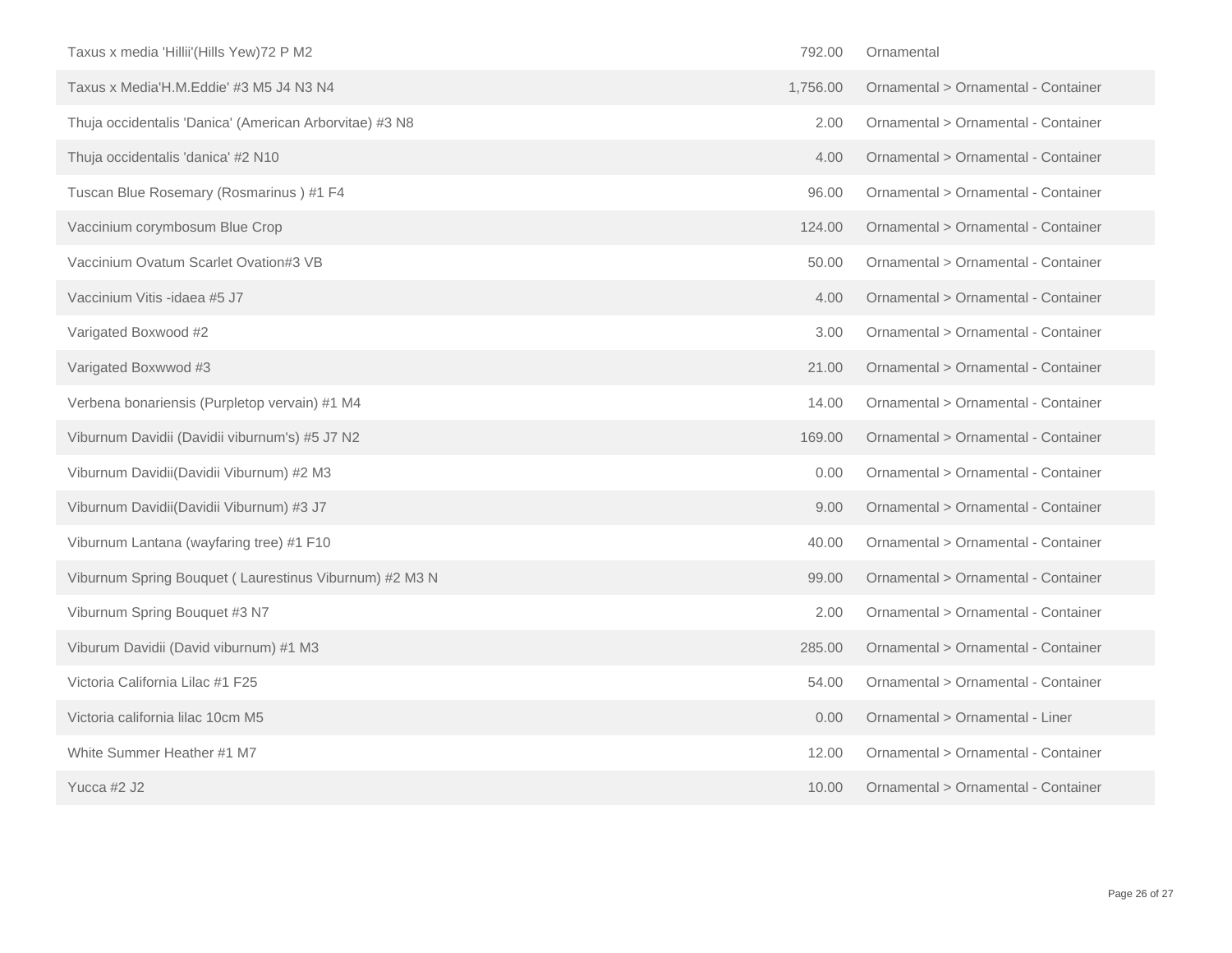| | | |
|---|---|---|
| Taxus x media 'Hillii'(Hills Yew)72 P M2 | 792.00 | Ornamental |
| Taxus x Media'H.M.Eddie' #3 M5 J4 N3 N4 | 1,756.00 | Ornamental > Ornamental - Container |
| Thuja occidentalis 'Danica' (American Arborvitae) #3 N8 | 2.00 | Ornamental > Ornamental - Container |
| Thuja occidentalis 'danica' #2 N10 | 4.00 | Ornamental > Ornamental - Container |
| Tuscan Blue Rosemary (Rosmarinus ) #1 F4 | 96.00 | Ornamental > Ornamental - Container |
| Vaccinium corymbosum Blue Crop | 124.00 | Ornamental > Ornamental - Container |
| Vaccinium Ovatum Scarlet Ovation#3 VB | 50.00 | Ornamental > Ornamental - Container |
| Vaccinium Vitis -idaea #5 J7 | 4.00 | Ornamental > Ornamental - Container |
| Varigated Boxwood #2 | 3.00 | Ornamental > Ornamental - Container |
| Varigated Boxwwod #3 | 21.00 | Ornamental > Ornamental - Container |
| Verbena bonariensis (Purpletop vervain) #1 M4 | 14.00 | Ornamental > Ornamental - Container |
| Viburnum Davidii (Davidii viburnum's) #5 J7 N2 | 169.00 | Ornamental > Ornamental - Container |
| Viburnum Davidii(Davidii Viburnum) #2 M3 | 0.00 | Ornamental > Ornamental - Container |
| Viburnum Davidii(Davidii Viburnum) #3 J7 | 9.00 | Ornamental > Ornamental - Container |
| Viburnum Lantana (wayfaring tree) #1 F10 | 40.00 | Ornamental > Ornamental - Container |
| Viburnum Spring Bouquet ( Laurestinus Viburnum) #2 M3 N | 99.00 | Ornamental > Ornamental - Container |
| Viburnum Spring Bouquet #3 N7 | 2.00 | Ornamental > Ornamental - Container |
| Viburum Davidii (David viburnum) #1 M3 | 285.00 | Ornamental > Ornamental - Container |
| Victoria California Lilac #1 F25 | 54.00 | Ornamental > Ornamental - Container |
| Victoria california lilac 10cm M5 | 0.00 | Ornamental > Ornamental - Liner |
| White Summer Heather #1 M7 | 12.00 | Ornamental > Ornamental - Container |
| Yucca #2 J2 | 10.00 | Ornamental > Ornamental - Container |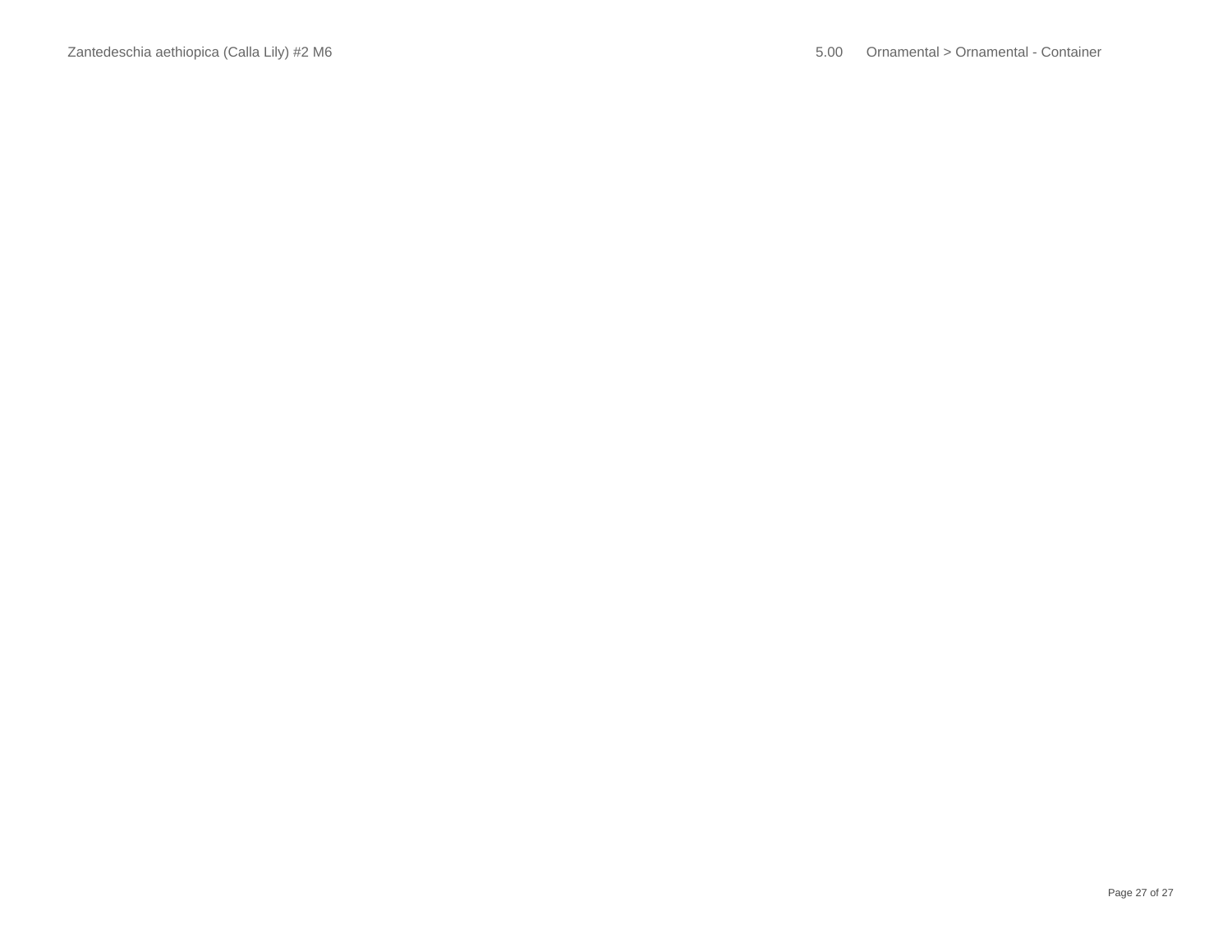| | | |
|---|---|---|
| Zantedeschia aethiopica (Calla Lily) #2 M6 | 5.00 | Ornamental > Ornamental - Container |